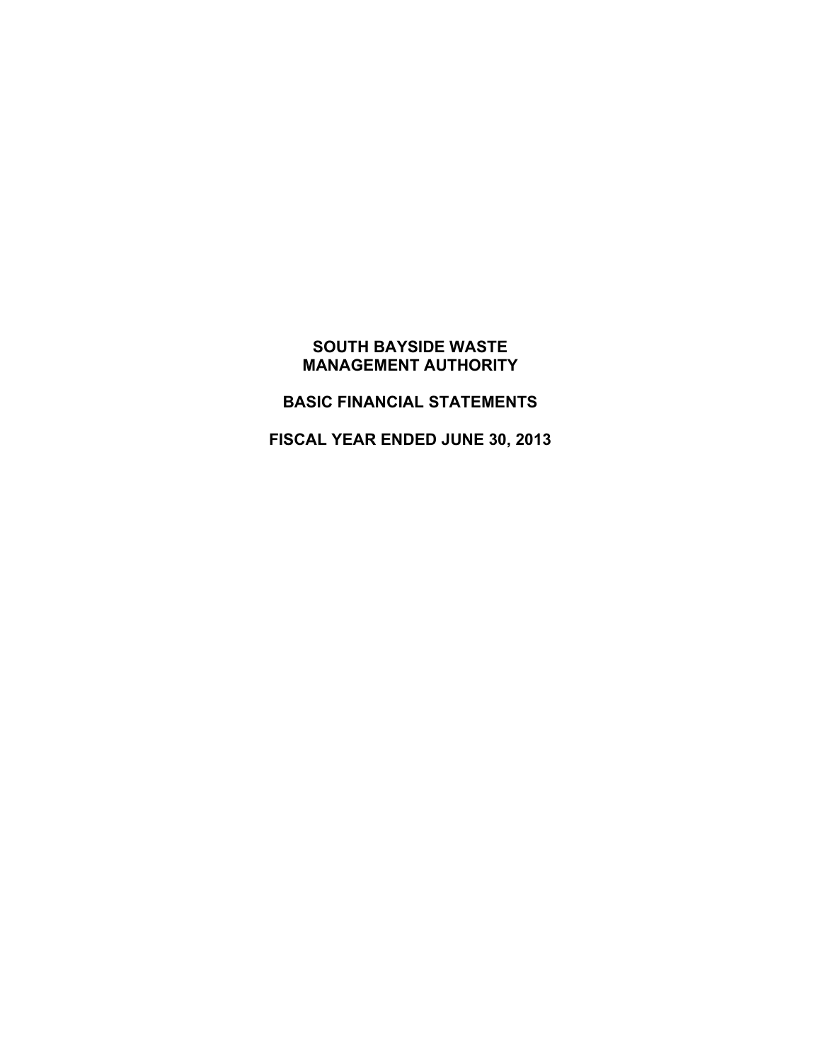# SOUTH BAYSIDE WASTE MANAGEMENT AUTHORITY

## BASIC FINANCIAL STATEMENTS

## FISCAL YEAR ENDED JUNE 30, 2013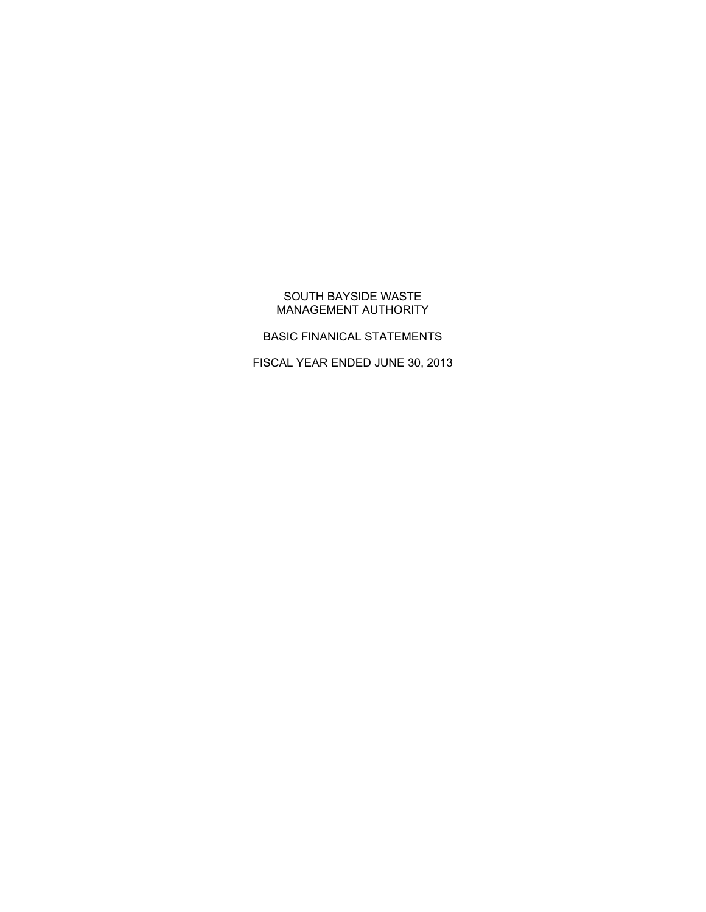SOUTH BAYSIDE WASTE
MANAGEMENT AUTHORITY

BASIC FINANICAL STATEMENTS

FISCAL YEAR ENDED JUNE 30, 2013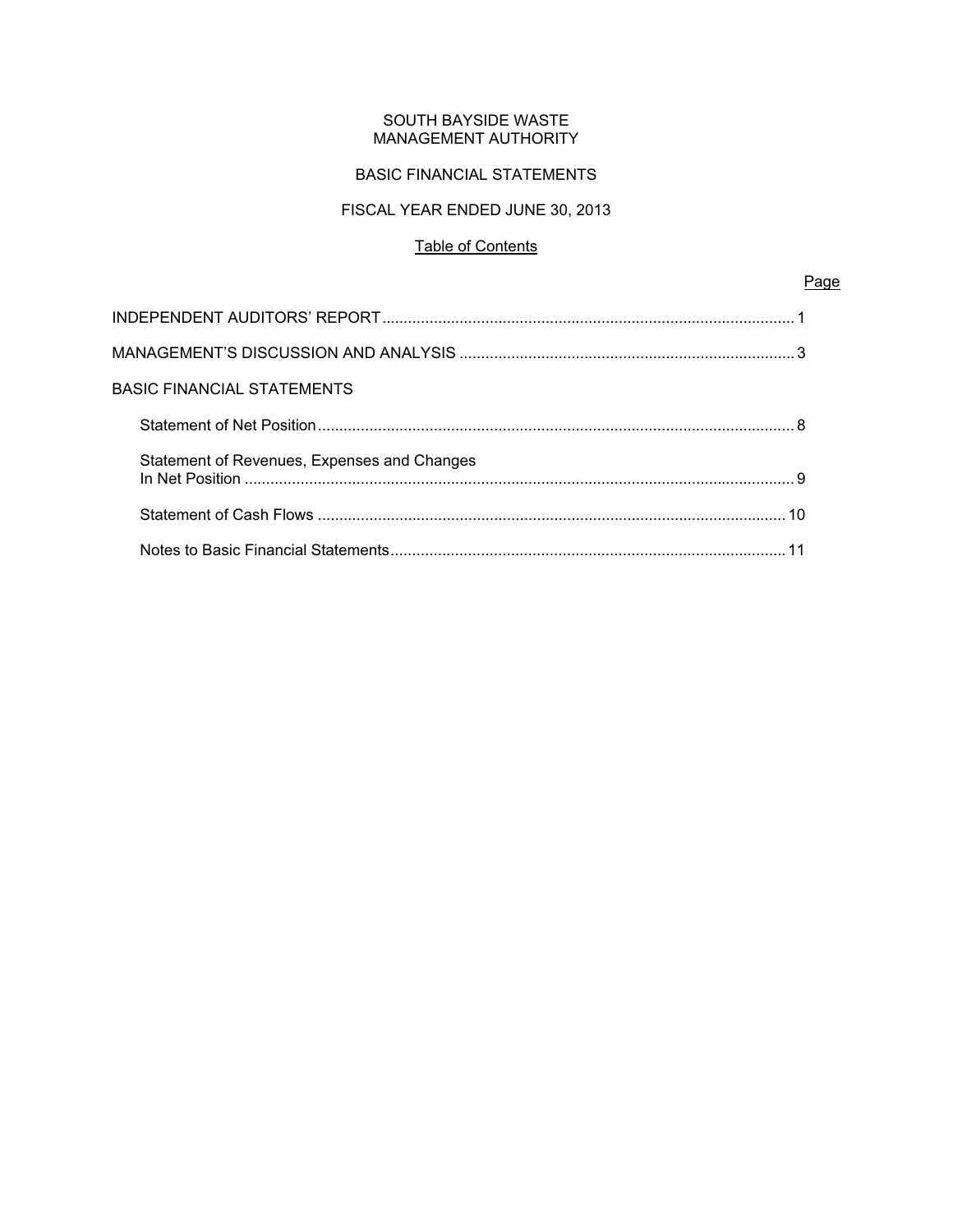SOUTH BAYSIDE WASTE
MANAGEMENT AUTHORITY

BASIC FINANCIAL STATEMENTS

FISCAL YEAR ENDED JUNE 30, 2013

Table of Contents

| | Page |
|---|---|
| INDEPENDENT AUDITORS' REPORT | 1 |
| MANAGEMENT'S DISCUSSION AND ANALYSIS | 3 |
| BASIC FINANCIAL STATEMENTS | |
| Statement of Net Position | 8 |
| Statement of Revenues, Expenses and Changes In Net Position | 9 |
| Statement of Cash Flows | 10 |
| Notes to Basic Financial Statements | 11 |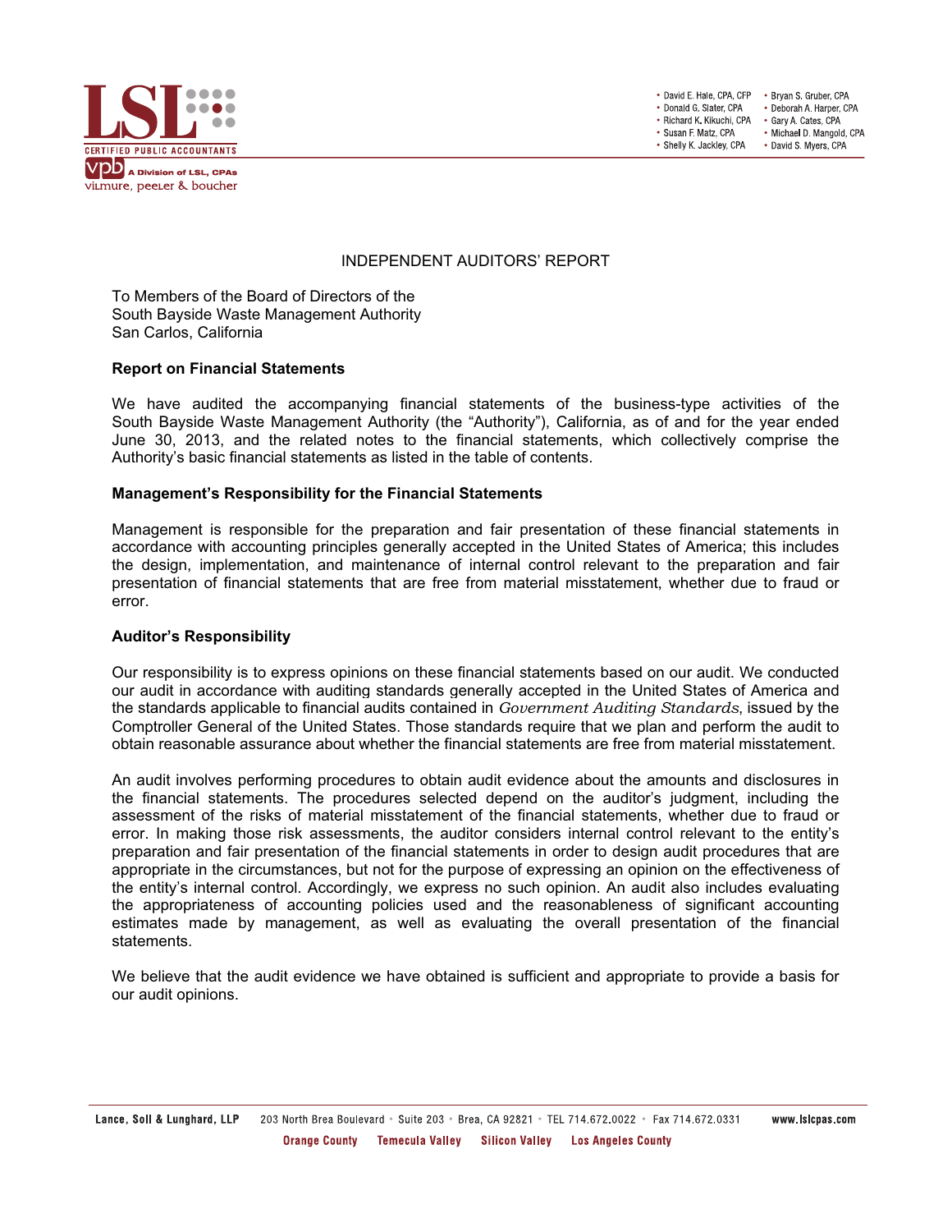# INDEPENDENT AUDITORS' REPORT

To Members of the Board of Directors of the
South Bayside Waste Management Authority
San Carlos, California

**Report on Financial Statements**

We have audited the accompanying financial statements of the business-type activities of the South Bayside Waste Management Authority (the "Authority"), California, as of and for the year ended June 30, 2013, and the related notes to the financial statements, which collectively comprise the Authority's basic financial statements as listed in the table of contents.

**Management's Responsibility for the Financial Statements**

Management is responsible for the preparation and fair presentation of these financial statements in accordance with accounting principles generally accepted in the United States of America; this includes the design, implementation, and maintenance of internal control relevant to the preparation and fair presentation of financial statements that are free from material misstatement, whether due to fraud or error.

**Auditor's Responsibility**

Our responsibility is to express opinions on these financial statements based on our audit. We conducted our audit in accordance with auditing standards generally accepted in the United States of America and the standards applicable to financial audits contained in *Government Auditing Standards*, issued by the Comptroller General of the United States. Those standards require that we plan and perform the audit to obtain reasonable assurance about whether the financial statements are free from material misstatement.

An audit involves performing procedures to obtain audit evidence about the amounts and disclosures in the financial statements. The procedures selected depend on the auditor's judgment, including the assessment of the risks of material misstatement of the financial statements, whether due to fraud or error. In making those risk assessments, the auditor considers internal control relevant to the entity's preparation and fair presentation of the financial statements in order to design audit procedures that are appropriate in the circumstances, but not for the purpose of expressing an opinion on the effectiveness of the entity's internal control. Accordingly, we express no such opinion. An audit also includes evaluating the appropriateness of accounting policies used and the reasonableness of significant accounting estimates made by management, as well as evaluating the overall presentation of the financial statements.

We believe that the audit evidence we have obtained is sufficient and appropriate to provide a basis for our audit opinions.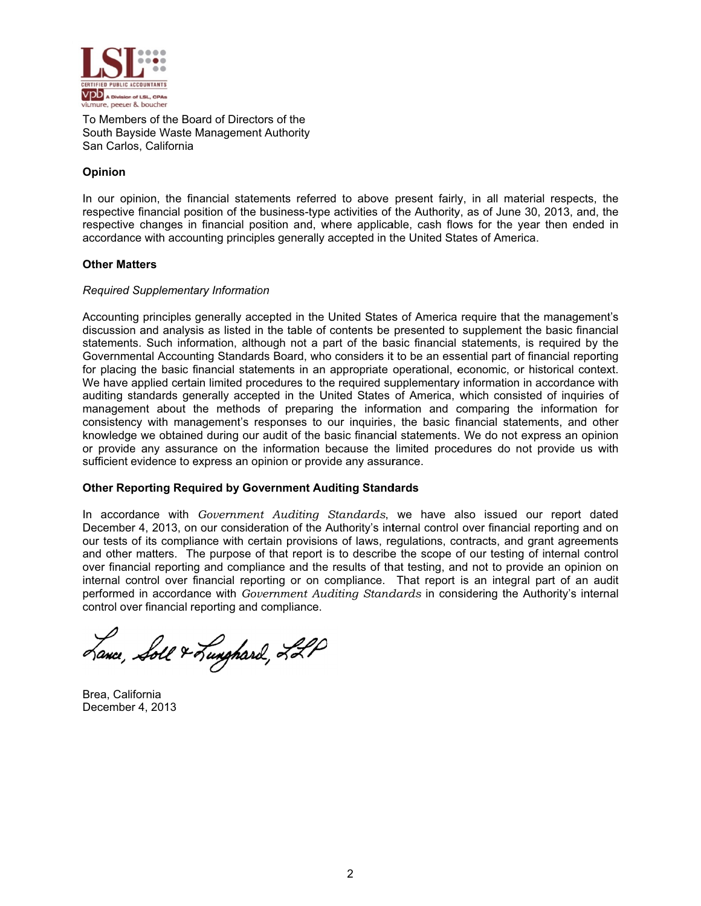To Members of the Board of Directors of the
South Bayside Waste Management Authority
San Carlos, California

**Opinion**

In our opinion, the financial statements referred to above present fairly, in all material respects, the respective financial position of the business-type activities of the Authority, as of June 30, 2013, and, the respective changes in financial position and, where applicable, cash flows for the year then ended in accordance with accounting principles generally accepted in the United States of America.

**Other Matters**

*Required Supplementary Information*

Accounting principles generally accepted in the United States of America require that the management's discussion and analysis as listed in the table of contents be presented to supplement the basic financial statements. Such information, although not a part of the basic financial statements, is required by the Governmental Accounting Standards Board, who considers it to be an essential part of financial reporting for placing the basic financial statements in an appropriate operational, economic, or historical context. We have applied certain limited procedures to the required supplementary information in accordance with auditing standards generally accepted in the United States of America, which consisted of inquiries of management about the methods of preparing the information and comparing the information for consistency with management's responses to our inquiries, the basic financial statements, and other knowledge we obtained during our audit of the basic financial statements. We do not express an opinion or provide any assurance on the information because the limited procedures do not provide us with sufficient evidence to express an opinion or provide any assurance.

**Other Reporting Required by Government Auditing Standards**

In accordance with *Government Auditing Standards*, we have also issued our report dated December 4, 2013, on our consideration of the Authority's internal control over financial reporting and on our tests of its compliance with certain provisions of laws, regulations, contracts, and grant agreements and other matters. The purpose of that report is to describe the scope of our testing of internal control over financial reporting and compliance and the results of that testing, and not to provide an opinion on internal control over financial reporting or on compliance. That report is an integral part of an audit performed in accordance with *Government Auditing Standards* in considering the Authority's internal control over financial reporting and compliance.

Lance, Soll & Lunghard, LLP

Brea, California
December 4, 2013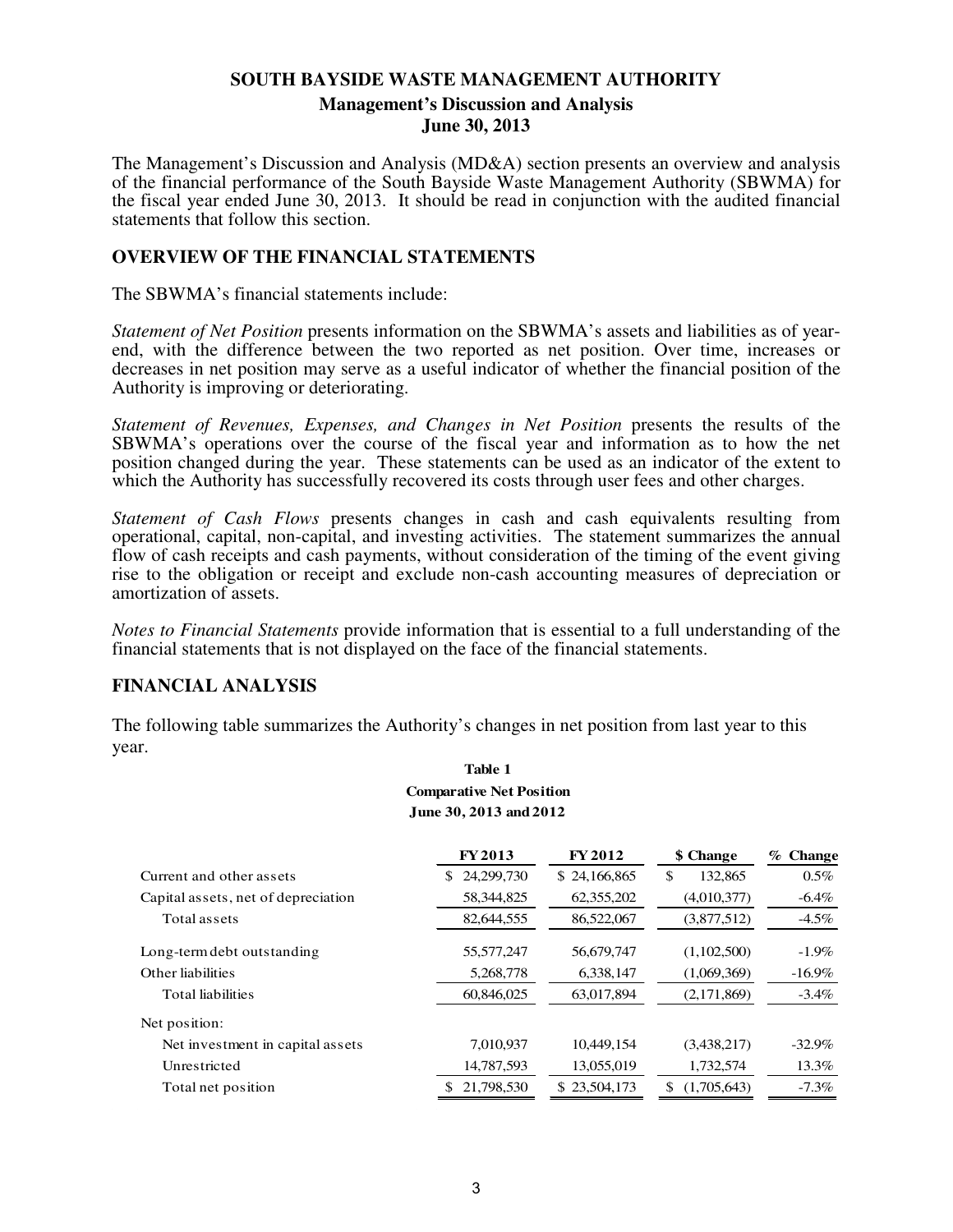# SOUTH BAYSIDE WASTE MANAGEMENT AUTHORITY

## Management's Discussion and Analysis

## June 30, 2013

The Management's Discussion and Analysis (MD&A) section presents an overview and analysis of the financial performance of the South Bayside Waste Management Authority (SBWMA) for the fiscal year ended June 30, 2013. It should be read in conjunction with the audited financial statements that follow this section.

## OVERVIEW OF THE FINANCIAL STATEMENTS

The SBWMA's financial statements include:

*Statement of Net Position* presents information on the SBWMA's assets and liabilities as of year-end, with the difference between the two reported as net position. Over time, increases or decreases in net position may serve as a useful indicator of whether the financial position of the Authority is improving or deteriorating.

*Statement of Revenues, Expenses, and Changes in Net Position* presents the results of the SBWMA's operations over the course of the fiscal year and information as to how the net position changed during the year. These statements can be used as an indicator of the extent to which the Authority has successfully recovered its costs through user fees and other charges.

*Statement of Cash Flows* presents changes in cash and cash equivalents resulting from operational, capital, non-capital, and investing activities. The statement summarizes the annual flow of cash receipts and cash payments, without consideration of the timing of the event giving rise to the obligation or receipt and exclude non-cash accounting measures of depreciation or amortization of assets.

*Notes to Financial Statements* provide information that is essential to a full understanding of the financial statements that is not displayed on the face of the financial statements.

## FINANCIAL ANALYSIS

The following table summarizes the Authority's changes in net position from last year to this year.

**Table 1**
**Comparative Net Position**
**June 30, 2013 and 2012**

| | FY 2013 | FY 2012 | $ Change | % Change |
|---|---|---|---|---|
| Current and other assets | $ 24,299,730 | $ 24,166,865 | $ 132,865 | 0.5% |
| Capital assets, net of depreciation | 58,344,825 | 62,355,202 | (4,010,377) | -6.4% |
| Total assets | 82,644,555 | 86,522,067 | (3,877,512) | -4.5% |
| Long-term debt outstanding | 55,577,247 | 56,679,747 | (1,102,500) | -1.9% |
| Other liabilities | 5,268,778 | 6,338,147 | (1,069,369) | -16.9% |
| Total liabilities | 60,846,025 | 63,017,894 | (2,171,869) | -3.4% |
| Net position: | | | | |
| Net investment in capital assets | 7,010,937 | 10,449,154 | (3,438,217) | -32.9% |
| Unrestricted | 14,787,593 | 13,055,019 | 1,732,574 | 13.3% |
| Total net position | $ 21,798,530 | $ 23,504,173 | $ (1,705,643) | -7.3% |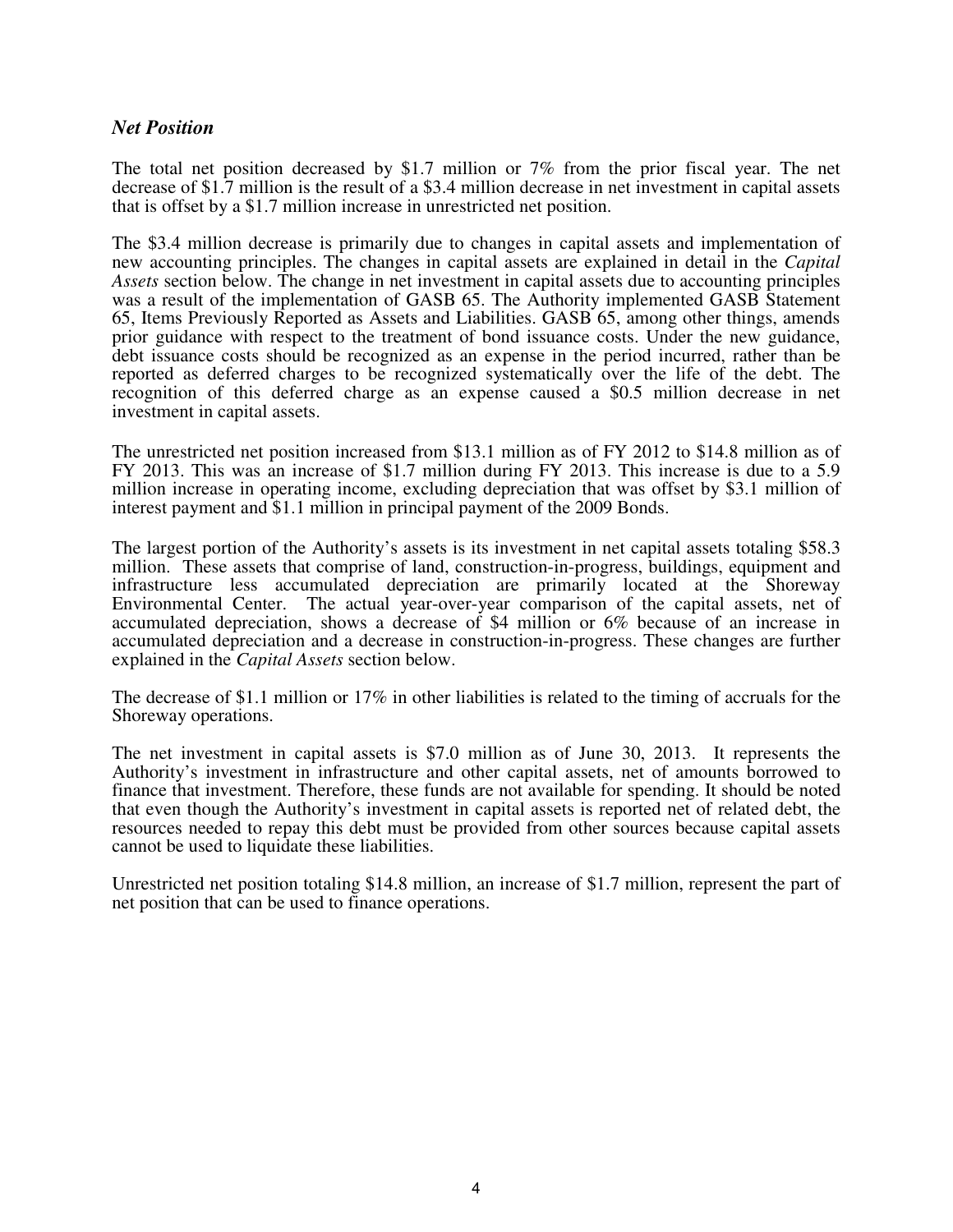### *Net Position*

The total net position decreased by $1.7 million or 7% from the prior fiscal year. The net decrease of $1.7 million is the result of a $3.4 million decrease in net investment in capital assets that is offset by a $1.7 million increase in unrestricted net position.

The $3.4 million decrease is primarily due to changes in capital assets and implementation of new accounting principles. The changes in capital assets are explained in detail in the *Capital Assets* section below. The change in net investment in capital assets due to accounting principles was a result of the implementation of GASB 65. The Authority implemented GASB Statement 65, Items Previously Reported as Assets and Liabilities. GASB 65, among other things, amends prior guidance with respect to the treatment of bond issuance costs. Under the new guidance, debt issuance costs should be recognized as an expense in the period incurred, rather than be reported as deferred charges to be recognized systematically over the life of the debt. The recognition of this deferred charge as an expense caused a $0.5 million decrease in net investment in capital assets.

The unrestricted net position increased from $13.1 million as of FY 2012 to $14.8 million as of FY 2013. This was an increase of $1.7 million during FY 2013. This increase is due to a 5.9 million increase in operating income, excluding depreciation that was offset by $3.1 million of interest payment and $1.1 million in principal payment of the 2009 Bonds.

The largest portion of the Authority's assets is its investment in net capital assets totaling $58.3 million. These assets that comprise of land, construction-in-progress, buildings, equipment and infrastructure less accumulated depreciation are primarily located at the Shoreway Environmental Center. The actual year-over-year comparison of the capital assets, net of accumulated depreciation, shows a decrease of $4 million or 6% because of an increase in accumulated depreciation and a decrease in construction-in-progress. These changes are further explained in the *Capital Assets* section below.

The decrease of $1.1 million or 17% in other liabilities is related to the timing of accruals for the Shoreway operations.

The net investment in capital assets is $7.0 million as of June 30, 2013. It represents the Authority's investment in infrastructure and other capital assets, net of amounts borrowed to finance that investment. Therefore, these funds are not available for spending. It should be noted that even though the Authority's investment in capital assets is reported net of related debt, the resources needed to repay this debt must be provided from other sources because capital assets cannot be used to liquidate these liabilities.

Unrestricted net position totaling $14.8 million, an increase of $1.7 million, represent the part of net position that can be used to finance operations.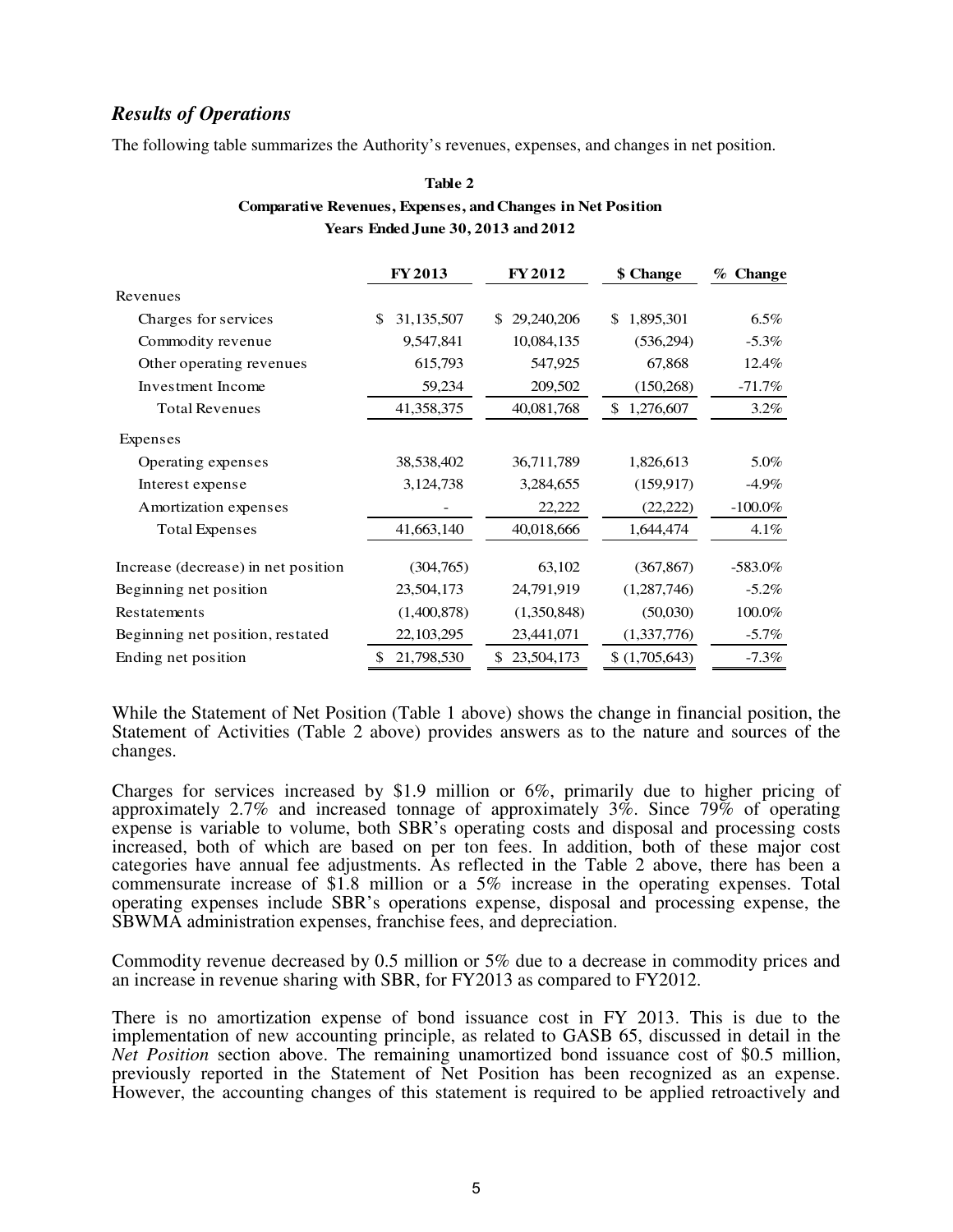## *Results of Operations*

The following table summarizes the Authority's revenues, expenses, and changes in net position.

**Table 2**
**Comparative Revenues, Expenses, and Changes in Net Position**
**Years Ended June 30, 2013 and 2012**

| | FY 2013 | FY 2012 | $ Change | % Change |
|---|---|---|---|---|
| Revenues | | | | |
| Charges for services | $ 31,135,507 | $ 29,240,206 | $ 1,895,301 | 6.5% |
| Commodity revenue | 9,547,841 | 10,084,135 | (536,294) | -5.3% |
| Other operating revenues | 615,793 | 547,925 | 67,868 | 12.4% |
| Investment Income | 59,234 | 209,502 | (150,268) | -71.7% |
| Total Revenues | 41,358,375 | 40,081,768 | $ 1,276,607 | 3.2% |
| Expenses | | | | |
| Operating expenses | 38,538,402 | 36,711,789 | 1,826,613 | 5.0% |
| Interest expense | 3,124,738 | 3,284,655 | (159,917) | -4.9% |
| Amortization expenses | - | 22,222 | (22,222) | -100.0% |
| Total Expenses | 41,663,140 | 40,018,666 | 1,644,474 | 4.1% |
| Increase (decrease) in net position | (304,765) | 63,102 | (367,867) | -583.0% |
| Beginning net position | 23,504,173 | 24,791,919 | (1,287,746) | -5.2% |
| Restatements | (1,400,878) | (1,350,848) | (50,030) | 100.0% |
| Beginning net position, restated | 22,103,295 | 23,441,071 | (1,337,776) | -5.7% |
| Ending net position | $ 21,798,530 | $ 23,504,173 | $ (1,705,643) | -7.3% |

While the Statement of Net Position (Table 1 above) shows the change in financial position, the Statement of Activities (Table 2 above) provides answers as to the nature and sources of the changes.

Charges for services increased by $1.9 million or 6%, primarily due to higher pricing of approximately 2.7% and increased tonnage of approximately 3%. Since 79% of operating expense is variable to volume, both SBR's operating costs and disposal and processing costs increased, both of which are based on per ton fees. In addition, both of these major cost categories have annual fee adjustments. As reflected in the Table 2 above, there has been a commensurate increase of $1.8 million or a 5% increase in the operating expenses. Total operating expenses include SBR's operations expense, disposal and processing expense, the SBWMA administration expenses, franchise fees, and depreciation.

Commodity revenue decreased by 0.5 million or 5% due to a decrease in commodity prices and an increase in revenue sharing with SBR, for FY2013 as compared to FY2012.

There is no amortization expense of bond issuance cost in FY 2013. This is due to the implementation of new accounting principle, as related to GASB 65, discussed in detail in the *Net Position* section above. The remaining unamortized bond issuance cost of $0.5 million, previously reported in the Statement of Net Position has been recognized as an expense. However, the accounting changes of this statement is required to be applied retroactively and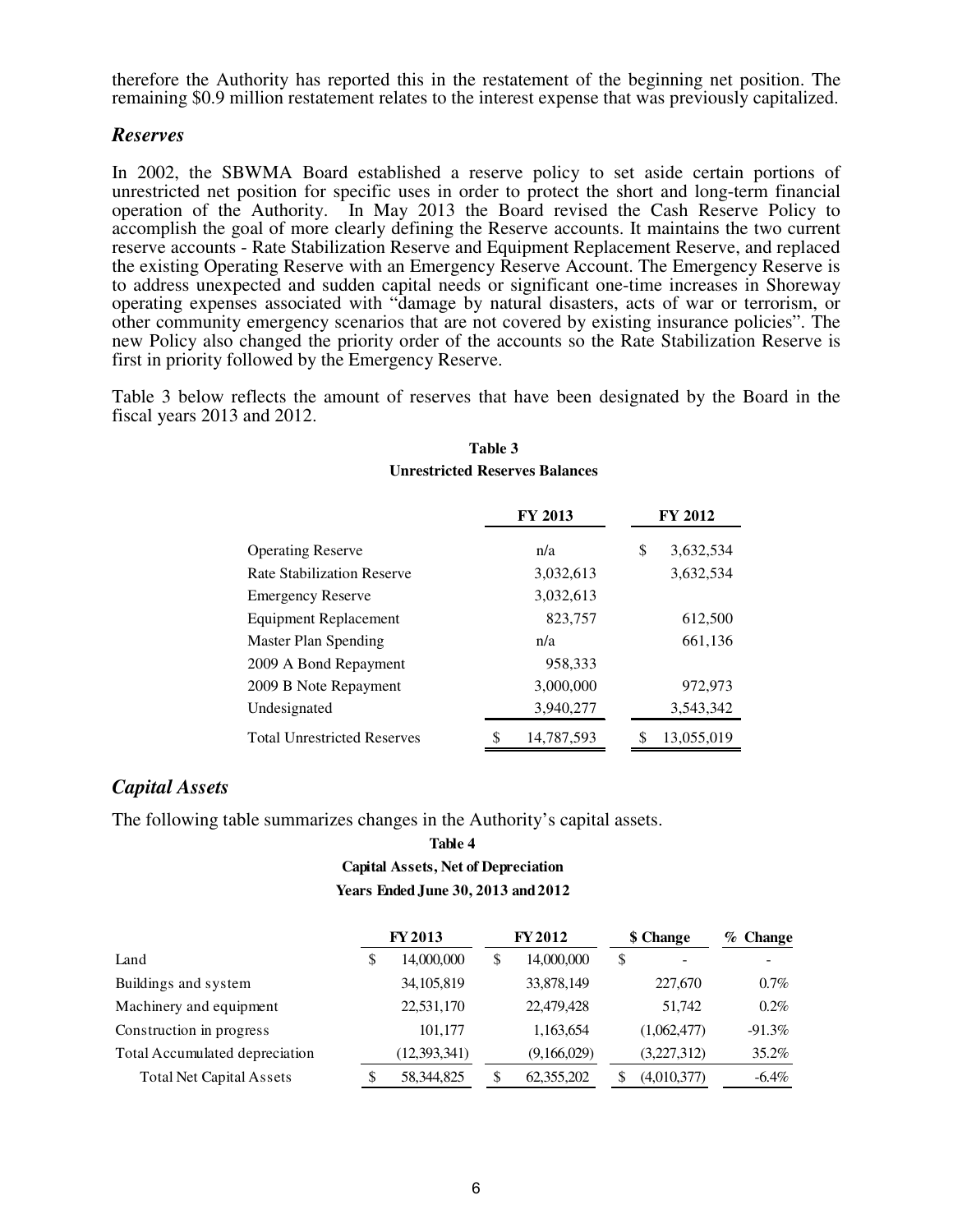therefore the Authority has reported this in the restatement of the beginning net position. The remaining $0.9 million restatement relates to the interest expense that was previously capitalized.

### *Reserves*

In 2002, the SBWMA Board established a reserve policy to set aside certain portions of unrestricted net position for specific uses in order to protect the short and long-term financial operation of the Authority. In May 2013 the Board revised the Cash Reserve Policy to accomplish the goal of more clearly defining the Reserve accounts. It maintains the two current reserve accounts - Rate Stabilization Reserve and Equipment Replacement Reserve, and replaced the existing Operating Reserve with an Emergency Reserve Account. The Emergency Reserve is to address unexpected and sudden capital needs or significant one-time increases in Shoreway operating expenses associated with "damage by natural disasters, acts of war or terrorism, or other community emergency scenarios that are not covered by existing insurance policies". The new Policy also changed the priority order of the accounts so the Rate Stabilization Reserve is first in priority followed by the Emergency Reserve.

Table 3 below reflects the amount of reserves that have been designated by the Board in the fiscal years 2013 and 2012.

**Table 3**
**Unrestricted Reserves Balances**

| | FY 2013 | FY 2012 |
|---|---|---|
| Operating Reserve | n/a | $ 3,632,534 |
| Rate Stabilization Reserve | 3,032,613 | 3,632,534 |
| Emergency Reserve | 3,032,613 | |
| Equipment Replacement | 823,757 | 612,500 |
| Master Plan Spending | n/a | 661,136 |
| 2009 A Bond Repayment | 958,333 | |
| 2009 B Note Repayment | 3,000,000 | 972,973 |
| Undesignated | 3,940,277 | 3,543,342 |
| Total Unrestricted Reserves | $ 14,787,593 | $ 13,055,019 |

### *Capital Assets*

The following table summarizes changes in the Authority's capital assets.

**Table 4**
**Capital Assets, Net of Depreciation**
**Years Ended June 30, 2013 and 2012**

| | FY 2013 | FY 2012 | $ Change | % Change |
|---|---|---|---|---|
| Land | $ 14,000,000 | $ 14,000,000 | $ - | - |
| Buildings and system | 34,105,819 | 33,878,149 | 227,670 | 0.7% |
| Machinery and equipment | 22,531,170 | 22,479,428 | 51,742 | 0.2% |
| Construction in progress | 101,177 | 1,163,654 | (1,062,477) | -91.3% |
| Total Accumulated depreciation | (12,393,341) | (9,166,029) | (3,227,312) | 35.2% |
| Total Net Capital Assets | $ 58,344,825 | $ 62,355,202 | $ (4,010,377) | -6.4% |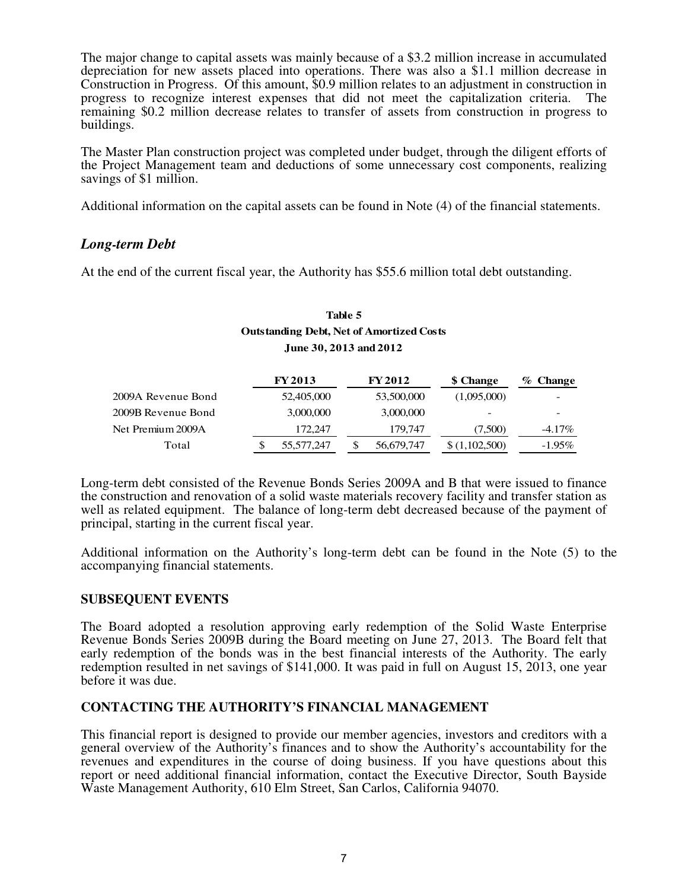The major change to capital assets was mainly because of a $3.2 million increase in accumulated depreciation for new assets placed into operations. There was also a $1.1 million decrease in Construction in Progress. Of this amount, $0.9 million relates to an adjustment in construction in progress to recognize interest expenses that did not meet the capitalization criteria. The remaining $0.2 million decrease relates to transfer of assets from construction in progress to buildings.

The Master Plan construction project was completed under budget, through the diligent efforts of the Project Management team and deductions of some unnecessary cost components, realizing savings of $1 million.

Additional information on the capital assets can be found in Note (4) of the financial statements.

## *Long-term Debt*

At the end of the current fiscal year, the Authority has $55.6 million total debt outstanding.

**Table 5**
**Outstanding Debt, Net of Amortized Costs**
**June 30, 2013 and 2012**

| | FY 2013 | FY 2012 | $ Change | % Change |
|---|---|---|---|---|
| 2009A Revenue Bond | 52,405,000 | 53,500,000 | (1,095,000) | - |
| 2009B Revenue Bond | 3,000,000 | 3,000,000 | - | - |
| Net Premium 2009A | 172,247 | 179,747 | (7,500) | -4.17% |
| Total | $ 55,577,247 | $ 56,679,747 | $ (1,102,500) | -1.95% |

Long-term debt consisted of the Revenue Bonds Series 2009A and B that were issued to finance the construction and renovation of a solid waste materials recovery facility and transfer station as well as related equipment. The balance of long-term debt decreased because of the payment of principal, starting in the current fiscal year.

Additional information on the Authority's long-term debt can be found in the Note (5) to the accompanying financial statements.

## SUBSEQUENT EVENTS

The Board adopted a resolution approving early redemption of the Solid Waste Enterprise Revenue Bonds Series 2009B during the Board meeting on June 27, 2013. The Board felt that early redemption of the bonds was in the best financial interests of the Authority. The early redemption resulted in net savings of $141,000. It was paid in full on August 15, 2013, one year before it was due.

## CONTACTING THE AUTHORITY'S FINANCIAL MANAGEMENT

This financial report is designed to provide our member agencies, investors and creditors with a general overview of the Authority's finances and to show the Authority's accountability for the revenues and expenditures in the course of doing business. If you have questions about this report or need additional financial information, contact the Executive Director, South Bayside Waste Management Authority, 610 Elm Street, San Carlos, California 94070.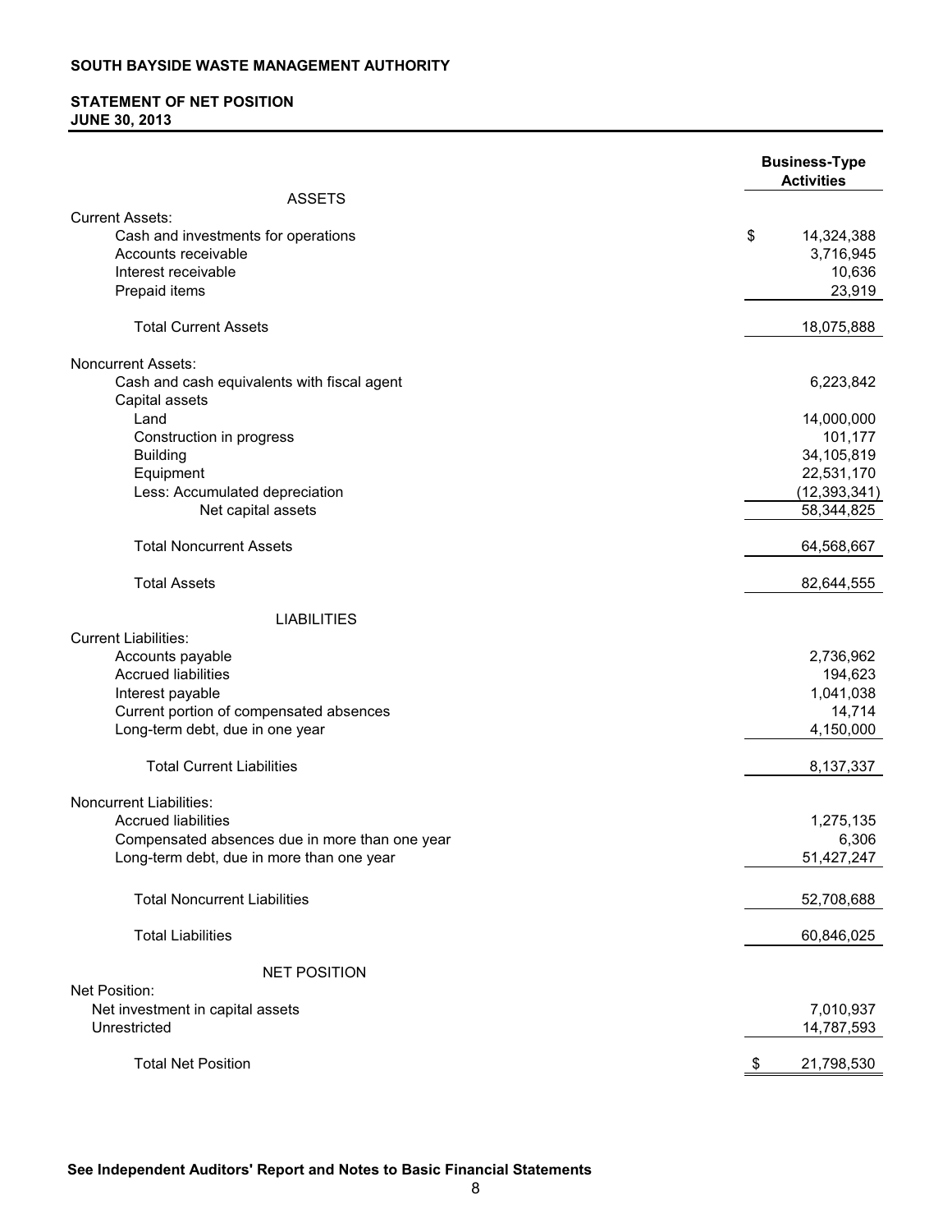**SOUTH BAYSIDE WASTE MANAGEMENT AUTHORITY**

**STATEMENT OF NET POSITION**
**JUNE 30, 2013**

| | Business-Type Activities |
|---|---|
| **ASSETS** | |
| Current Assets: | |
| Cash and investments for operations | $ 14,324,388 |
| Accounts receivable | 3,716,945 |
| Interest receivable | 10,636 |
| Prepaid items | 23,919 |
| Total Current Assets | 18,075,888 |
| Noncurrent Assets: | |
| Cash and cash equivalents with fiscal agent | 6,223,842 |
| Capital assets | |
| Land | 14,000,000 |
| Construction in progress | 101,177 |
| Building | 34,105,819 |
| Equipment | 22,531,170 |
| Less: Accumulated depreciation | (12,393,341) |
| Net capital assets | 58,344,825 |
| Total Noncurrent Assets | 64,568,667 |
| Total Assets | 82,644,555 |
| **LIABILITIES** | |
| Current Liabilities: | |
| Accounts payable | 2,736,962 |
| Accrued liabilities | 194,623 |
| Interest payable | 1,041,038 |
| Current portion of compensated absences | 14,714 |
| Long-term debt, due in one year | 4,150,000 |
| Total Current Liabilities | 8,137,337 |
| Noncurrent Liabilities: | |
| Accrued liabilities | 1,275,135 |
| Compensated absences due in more than one year | 6,306 |
| Long-term debt, due in more than one year | 51,427,247 |
| Total Noncurrent Liabilities | 52,708,688 |
| Total Liabilities | 60,846,025 |
| **NET POSITION** | |
| Net Position: | |
| Net investment in capital assets | 7,010,937 |
| Unrestricted | 14,787,593 |
| Total Net Position | $ 21,798,530 |

**See Independent Auditors' Report and Notes to Basic Financial Statements**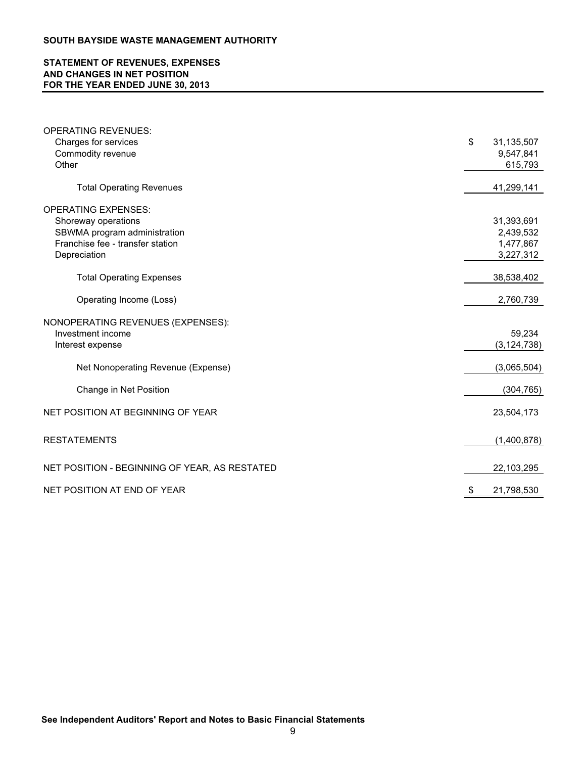**SOUTH BAYSIDE WASTE MANAGEMENT AUTHORITY**

**STATEMENT OF REVENUES, EXPENSES AND CHANGES IN NET POSITION FOR THE YEAR ENDED JUNE 30, 2013**

| | |
|---|---|
| OPERATING REVENUES: | |
| Charges for services | $ 31,135,507 |
| Commodity revenue | 9,547,841 |
| Other | 615,793 |
| Total Operating Revenues | 41,299,141 |
| OPERATING EXPENSES: | |
| Shoreway operations | 31,393,691 |
| SBWMA program administration | 2,439,532 |
| Franchise fee - transfer station | 1,477,867 |
| Depreciation | 3,227,312 |
| Total Operating Expenses | 38,538,402 |
| Operating Income (Loss) | 2,760,739 |
| NONOPERATING REVENUES (EXPENSES): | |
| Investment income | 59,234 |
| Interest expense | (3,124,738) |
| Net Nonoperating Revenue (Expense) | (3,065,504) |
| Change in Net Position | (304,765) |
| NET POSITION AT BEGINNING OF YEAR | 23,504,173 |
| RESTATEMENTS | (1,400,878) |
| NET POSITION - BEGINNING OF YEAR, AS RESTATED | 22,103,295 |
| NET POSITION AT END OF YEAR | $ 21,798,530 |

**See Independent Auditors' Report and Notes to Basic Financial Statements**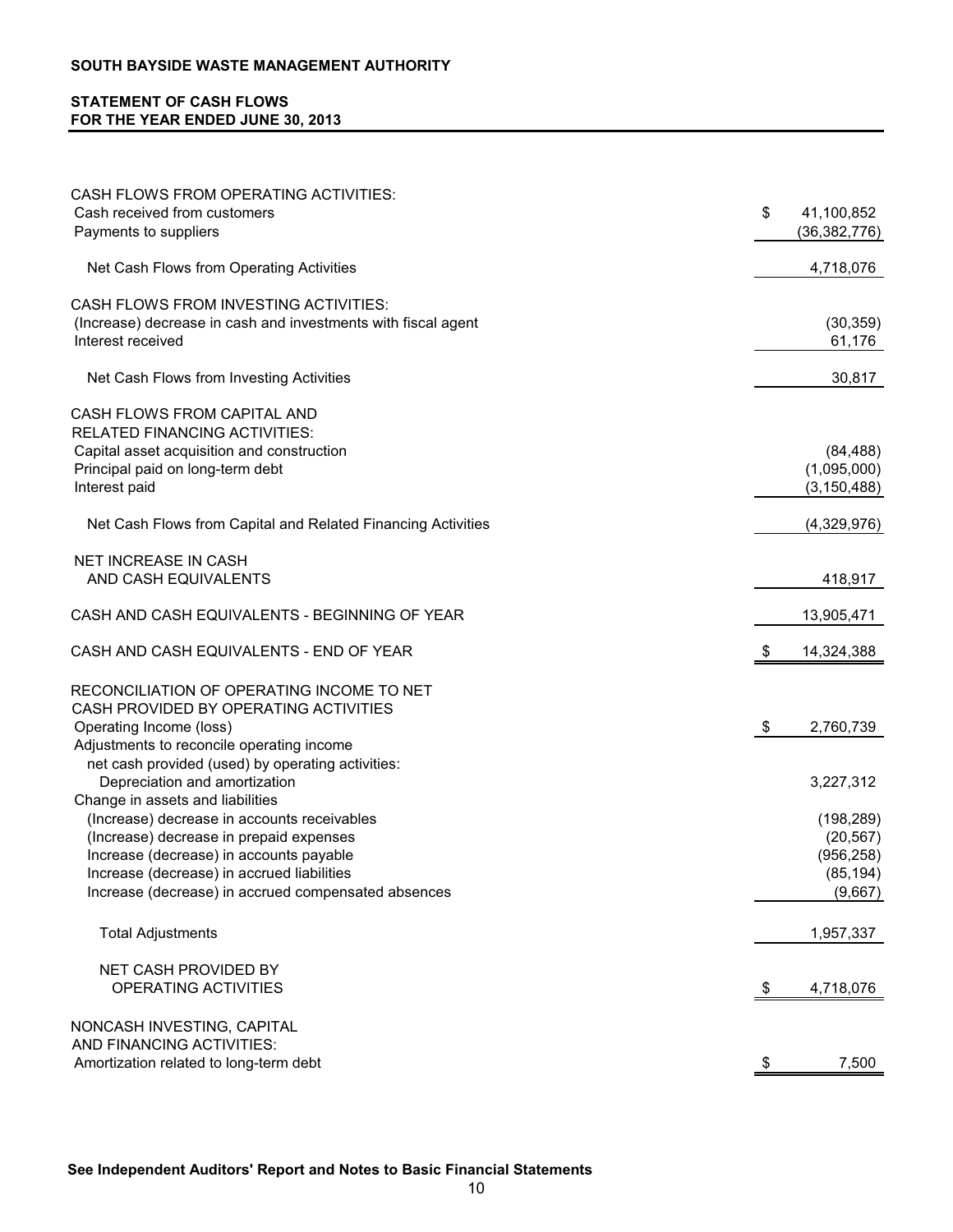**SOUTH BAYSIDE WASTE MANAGEMENT AUTHORITY**

**STATEMENT OF CASH FLOWS**
**FOR THE YEAR ENDED JUNE 30, 2013**

| | |
|---|---|
| CASH FLOWS FROM OPERATING ACTIVITIES: | |
| Cash received from customers | $ 41,100,852 |
| Payments to suppliers | (36,382,776) |
| Net Cash Flows from Operating Activities | 4,718,076 |
| CASH FLOWS FROM INVESTING ACTIVITIES: | |
| (Increase) decrease in cash and investments with fiscal agent | (30,359) |
| Interest received | 61,176 |
| Net Cash Flows from Investing Activities | 30,817 |
| CASH FLOWS FROM CAPITAL AND RELATED FINANCING ACTIVITIES: | |
| Capital asset acquisition and construction | (84,488) |
| Principal paid on long-term debt | (1,095,000) |
| Interest paid | (3,150,488) |
| Net Cash Flows from Capital and Related Financing Activities | (4,329,976) |
| NET INCREASE IN CASH AND CASH EQUIVALENTS | 418,917 |
| CASH AND CASH EQUIVALENTS - BEGINNING OF YEAR | 13,905,471 |
| CASH AND CASH EQUIVALENTS - END OF YEAR | $ 14,324,388 |
| RECONCILIATION OF OPERATING INCOME TO NET CASH PROVIDED BY OPERATING ACTIVITIES | |
| Operating Income (loss) | $ 2,760,739 |
| Adjustments to reconcile operating income net cash provided (used) by operating activities: | |
| Depreciation and amortization | 3,227,312 |
| Change in assets and liabilities | |
| (Increase) decrease in accounts receivables | (198,289) |
| (Increase) decrease in prepaid expenses | (20,567) |
| Increase (decrease) in accounts payable | (956,258) |
| Increase (decrease) in accrued liabilities | (85,194) |
| Increase (decrease) in accrued compensated absences | (9,667) |
| Total Adjustments | 1,957,337 |
| NET CASH PROVIDED BY OPERATING ACTIVITIES | $ 4,718,076 |
| NONCASH INVESTING, CAPITAL AND FINANCING ACTIVITIES: | |
| Amortization related to long-term debt | $ 7,500 |

**See Independent Auditors' Report and Notes to Basic Financial Statements**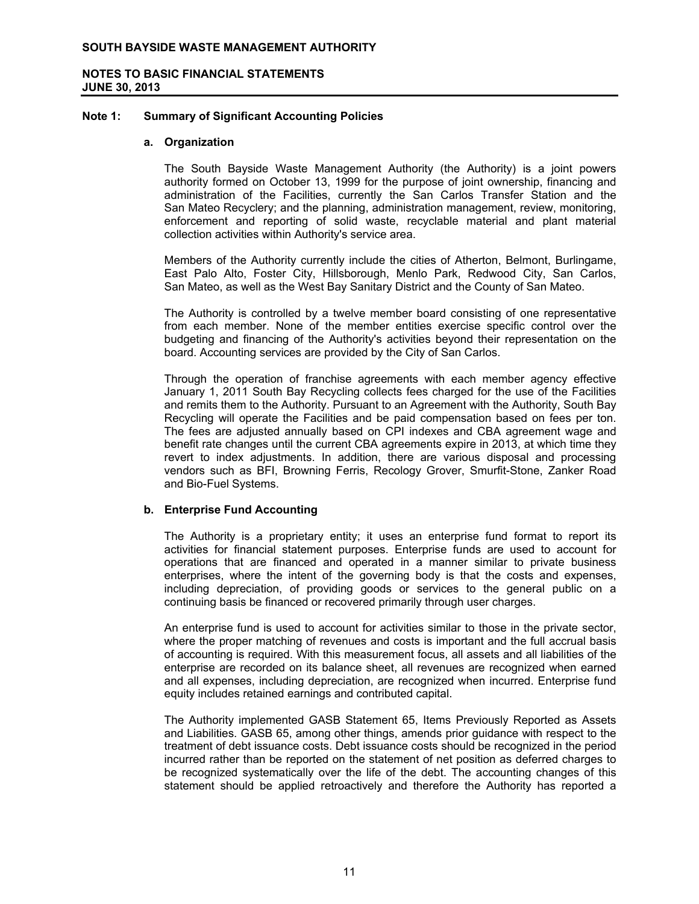# SOUTH BAYSIDE WASTE MANAGEMENT AUTHORITY

## NOTES TO BASIC FINANCIAL STATEMENTS
## JUNE 30, 2013

### Note 1: Summary of Significant Accounting Policies

#### a. Organization

The South Bayside Waste Management Authority (the Authority) is a joint powers authority formed on October 13, 1999 for the purpose of joint ownership, financing and administration of the Facilities, currently the San Carlos Transfer Station and the San Mateo Recyclery; and the planning, administration management, review, monitoring, enforcement and reporting of solid waste, recyclable material and plant material collection activities within Authority's service area.

Members of the Authority currently include the cities of Atherton, Belmont, Burlingame, East Palo Alto, Foster City, Hillsborough, Menlo Park, Redwood City, San Carlos, San Mateo, as well as the West Bay Sanitary District and the County of San Mateo.

The Authority is controlled by a twelve member board consisting of one representative from each member. None of the member entities exercise specific control over the budgeting and financing of the Authority's activities beyond their representation on the board. Accounting services are provided by the City of San Carlos.

Through the operation of franchise agreements with each member agency effective January 1, 2011 South Bay Recycling collects fees charged for the use of the Facilities and remits them to the Authority. Pursuant to an Agreement with the Authority, South Bay Recycling will operate the Facilities and be paid compensation based on fees per ton. The fees are adjusted annually based on CPI indexes and CBA agreement wage and benefit rate changes until the current CBA agreements expire in 2013, at which time they revert to index adjustments. In addition, there are various disposal and processing vendors such as BFI, Browning Ferris, Recology Grover, Smurfit-Stone, Zanker Road and Bio-Fuel Systems.

#### b. Enterprise Fund Accounting

The Authority is a proprietary entity; it uses an enterprise fund format to report its activities for financial statement purposes. Enterprise funds are used to account for operations that are financed and operated in a manner similar to private business enterprises, where the intent of the governing body is that the costs and expenses, including depreciation, of providing goods or services to the general public on a continuing basis be financed or recovered primarily through user charges.

An enterprise fund is used to account for activities similar to those in the private sector, where the proper matching of revenues and costs is important and the full accrual basis of accounting is required. With this measurement focus, all assets and all liabilities of the enterprise are recorded on its balance sheet, all revenues are recognized when earned and all expenses, including depreciation, are recognized when incurred. Enterprise fund equity includes retained earnings and contributed capital.

The Authority implemented GASB Statement 65, Items Previously Reported as Assets and Liabilities. GASB 65, among other things, amends prior guidance with respect to the treatment of debt issuance costs. Debt issuance costs should be recognized in the period incurred rather than be reported on the statement of net position as deferred charges to be recognized systematically over the life of the debt. The accounting changes of this statement should be applied retroactively and therefore the Authority has reported a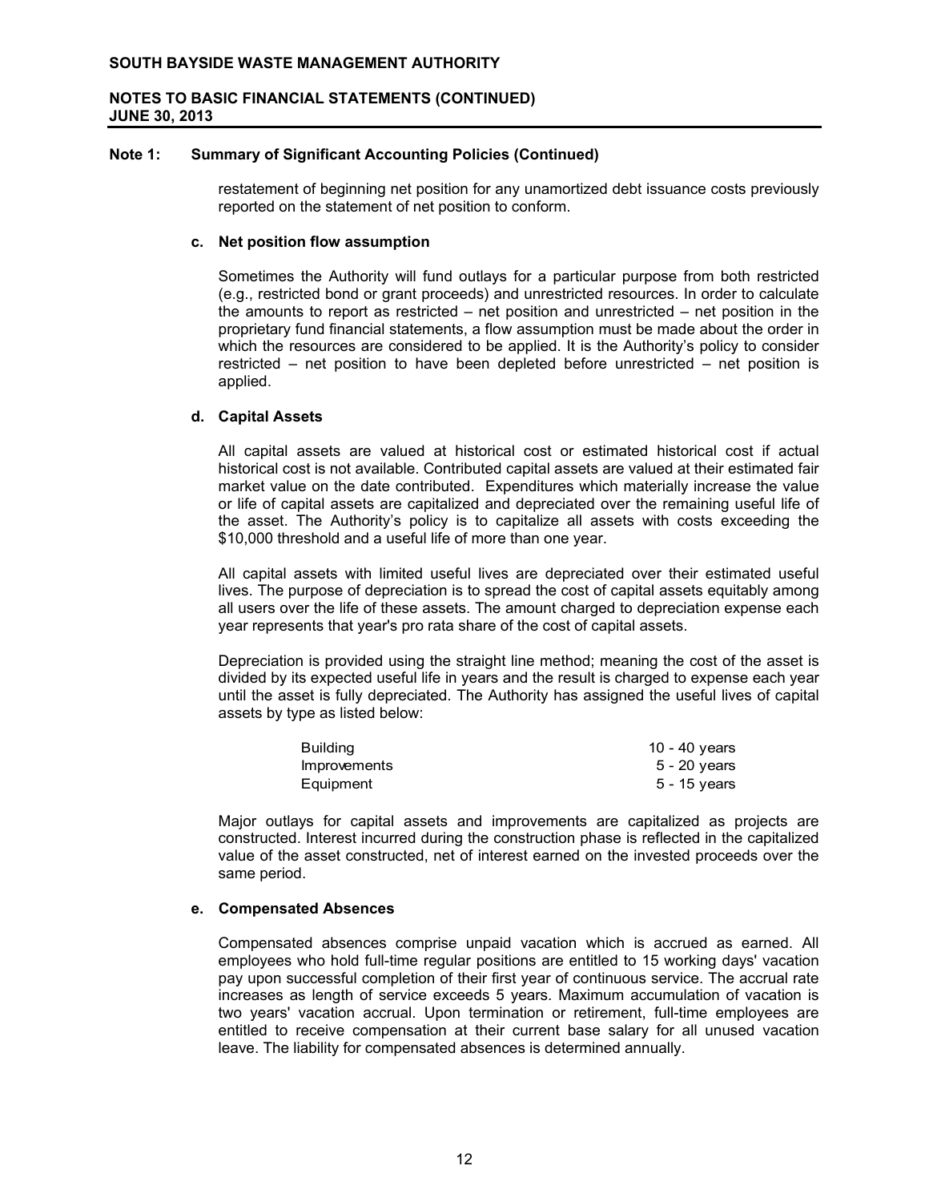## Note 1: Summary of Significant Accounting Policies (Continued)

restatement of beginning net position for any unamortized debt issuance costs previously reported on the statement of net position to conform.

### c. Net position flow assumption

Sometimes the Authority will fund outlays for a particular purpose from both restricted (e.g., restricted bond or grant proceeds) and unrestricted resources. In order to calculate the amounts to report as restricted – net position and unrestricted – net position in the proprietary fund financial statements, a flow assumption must be made about the order in which the resources are considered to be applied. It is the Authority's policy to consider restricted – net position to have been depleted before unrestricted – net position is applied.

### d. Capital Assets

All capital assets are valued at historical cost or estimated historical cost if actual historical cost is not available. Contributed capital assets are valued at their estimated fair market value on the date contributed. Expenditures which materially increase the value or life of capital assets are capitalized and depreciated over the remaining useful life of the asset. The Authority's policy is to capitalize all assets with costs exceeding the $10,000 threshold and a useful life of more than one year.

All capital assets with limited useful lives are depreciated over their estimated useful lives. The purpose of depreciation is to spread the cost of capital assets equitably among all users over the life of these assets. The amount charged to depreciation expense each year represents that year's pro rata share of the cost of capital assets.

Depreciation is provided using the straight line method; meaning the cost of the asset is divided by its expected useful life in years and the result is charged to expense each year until the asset is fully depreciated. The Authority has assigned the useful lives of capital assets by type as listed below:

| | |
|---|---|
| Building | 10 - 40 years |
| Improvements | 5 - 20 years |
| Equipment | 5 - 15 years |

Major outlays for capital assets and improvements are capitalized as projects are constructed. Interest incurred during the construction phase is reflected in the capitalized value of the asset constructed, net of interest earned on the invested proceeds over the same period.

### e. Compensated Absences

Compensated absences comprise unpaid vacation which is accrued as earned. All employees who hold full-time regular positions are entitled to 15 working days' vacation pay upon successful completion of their first year of continuous service. The accrual rate increases as length of service exceeds 5 years. Maximum accumulation of vacation is two years' vacation accrual. Upon termination or retirement, full-time employees are entitled to receive compensation at their current base salary for all unused vacation leave. The liability for compensated absences is determined annually.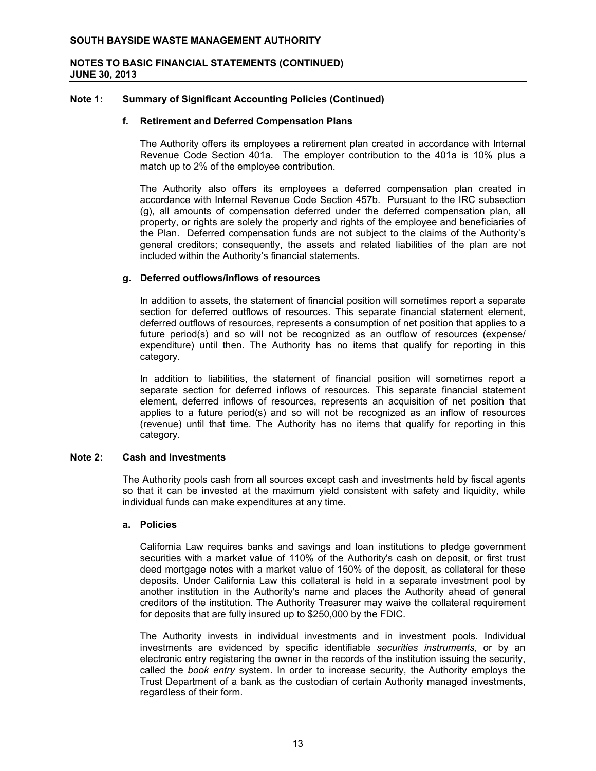### Note 1: Summary of Significant Accounting Policies (Continued)

**f. Retirement and Deferred Compensation Plans**

The Authority offers its employees a retirement plan created in accordance with Internal Revenue Code Section 401a. The employer contribution to the 401a is 10% plus a match up to 2% of the employee contribution.

The Authority also offers its employees a deferred compensation plan created in accordance with Internal Revenue Code Section 457b. Pursuant to the IRC subsection (g), all amounts of compensation deferred under the deferred compensation plan, all property, or rights are solely the property and rights of the employee and beneficiaries of the Plan. Deferred compensation funds are not subject to the claims of the Authority's general creditors; consequently, the assets and related liabilities of the plan are not included within the Authority's financial statements.

**g. Deferred outflows/inflows of resources**

In addition to assets, the statement of financial position will sometimes report a separate section for deferred outflows of resources. This separate financial statement element, deferred outflows of resources, represents a consumption of net position that applies to a future period(s) and so will not be recognized as an outflow of resources (expense/ expenditure) until then. The Authority has no items that qualify for reporting in this category.

In addition to liabilities, the statement of financial position will sometimes report a separate section for deferred inflows of resources. This separate financial statement element, deferred inflows of resources, represents an acquisition of net position that applies to a future period(s) and so will not be recognized as an inflow of resources (revenue) until that time. The Authority has no items that qualify for reporting in this category.

### Note 2: Cash and Investments

The Authority pools cash from all sources except cash and investments held by fiscal agents so that it can be invested at the maximum yield consistent with safety and liquidity, while individual funds can make expenditures at any time.

**a. Policies**

California Law requires banks and savings and loan institutions to pledge government securities with a market value of 110% of the Authority's cash on deposit, or first trust deed mortgage notes with a market value of 150% of the deposit, as collateral for these deposits. Under California Law this collateral is held in a separate investment pool by another institution in the Authority's name and places the Authority ahead of general creditors of the institution. The Authority Treasurer may waive the collateral requirement for deposits that are fully insured up to $250,000 by the FDIC.

The Authority invests in individual investments and in investment pools. Individual investments are evidenced by specific identifiable *securities instruments,* or by an electronic entry registering the owner in the records of the institution issuing the security, called the *book entry* system. In order to increase security, the Authority employs the Trust Department of a bank as the custodian of certain Authority managed investments, regardless of their form.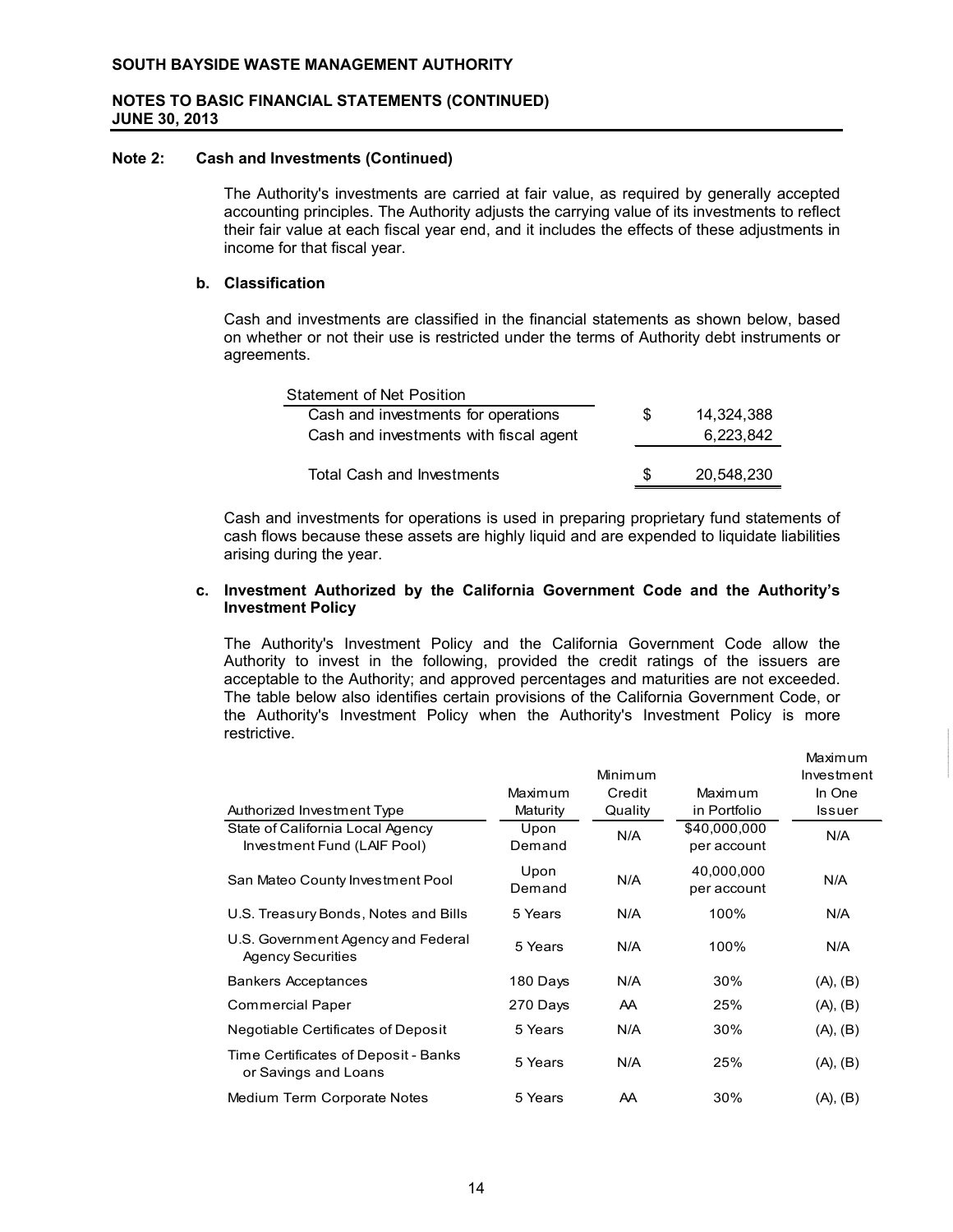SOUTH BAYSIDE WASTE MANAGEMENT AUTHORITY

NOTES TO BASIC FINANCIAL STATEMENTS (CONTINUED)
JUNE 30, 2013

**Note 2: Cash and Investments (Continued)**

The Authority's investments are carried at fair value, as required by generally accepted accounting principles. The Authority adjusts the carrying value of its investments to reflect their fair value at each fiscal year end, and it includes the effects of these adjustments in income for that fiscal year.

**b. Classification**

Cash and investments are classified in the financial statements as shown below, based on whether or not their use is restricted under the terms of Authority debt instruments or agreements.

| Statement of Net Position | | |
|---|---|---|
| Cash and investments for operations | $ | 14,324,388 |
| Cash and investments with fiscal agent | | 6,223,842 |
| Total Cash and Investments | $ | 20,548,230 |

Cash and investments for operations is used in preparing proprietary fund statements of cash flows because these assets are highly liquid and are expended to liquidate liabilities arising during the year.

**c. Investment Authorized by the California Government Code and the Authority's Investment Policy**

The Authority's Investment Policy and the California Government Code allow the Authority to invest in the following, provided the credit ratings of the issuers are acceptable to the Authority; and approved percentages and maturities are not exceeded. The table below also identifies certain provisions of the California Government Code, or the Authority's Investment Policy when the Authority's Investment Policy is more restrictive.

| Authorized Investment Type | Maximum Maturity | Minimum Credit Quality | Maximum in Portfolio | Maximum Investment In One Issuer |
|---|---|---|---|---|
| State of California Local Agency Investment Fund (LAIF Pool) | Upon Demand | N/A | $40,000,000 per account | N/A |
| San Mateo County Investment Pool | Upon Demand | N/A | 40,000,000 per account | N/A |
| U.S. Treasury Bonds, Notes and Bills | 5 Years | N/A | 100% | N/A |
| U.S. Government Agency and Federal Agency Securities | 5 Years | N/A | 100% | N/A |
| Bankers Acceptances | 180 Days | N/A | 30% | (A), (B) |
| Commercial Paper | 270 Days | AA | 25% | (A), (B) |
| Negotiable Certificates of Deposit | 5 Years | N/A | 30% | (A), (B) |
| Time Certificates of Deposit - Banks or Savings and Loans | 5 Years | N/A | 25% | (A), (B) |
| Medium Term Corporate Notes | 5 Years | AA | 30% | (A), (B) |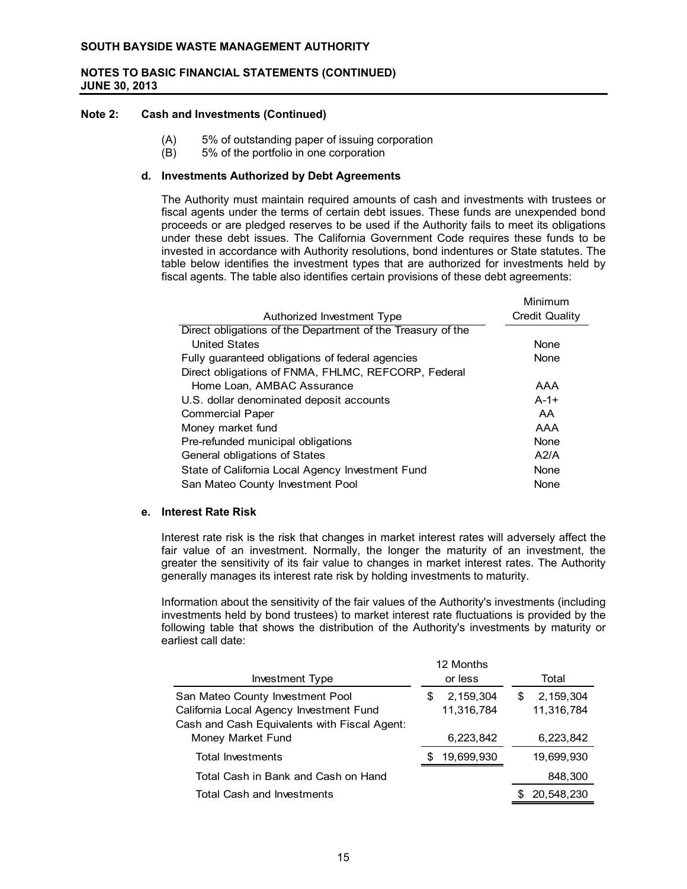## Note 2: Cash and Investments (Continued)

(A) 5% of outstanding paper of issuing corporation
(B) 5% of the portfolio in one corporation

### d. Investments Authorized by Debt Agreements

The Authority must maintain required amounts of cash and investments with trustees or fiscal agents under the terms of certain debt issues. These funds are unexpended bond proceeds or are pledged reserves to be used if the Authority fails to meet its obligations under these debt issues. The California Government Code requires these funds to be invested in accordance with Authority resolutions, bond indentures or State statutes. The table below identifies the investment types that are authorized for investments held by fiscal agents. The table also identifies certain provisions of these debt agreements:

| Authorized Investment Type | Minimum Credit Quality |
|---|---|
| Direct obligations of the Department of the Treasury of the United States | None |
| Fully guaranteed obligations of federal agencies | None |
| Direct obligations of FNMA, FHLMC, REFCORP, Federal Home Loan, AMBAC Assurance | AAA |
| U.S. dollar denominated deposit accounts | A-1+ |
| Commercial Paper | AA |
| Money market fund | AAA |
| Pre-refunded municipal obligations | None |
| General obligations of States | A2/A |
| State of California Local Agency Investment Fund | None |
| San Mateo County Investment Pool | None |

### e. Interest Rate Risk

Interest rate risk is the risk that changes in market interest rates will adversely affect the fair value of an investment. Normally, the longer the maturity of an investment, the greater the sensitivity of its fair value to changes in market interest rates. The Authority generally manages its interest rate risk by holding investments to maturity.

Information about the sensitivity of the fair values of the Authority's investments (including investments held by bond trustees) to market interest rate fluctuations is provided by the following table that shows the distribution of the Authority's investments by maturity or earliest call date:

| Investment Type | 12 Months or less | Total |
|---|---|---|
| San Mateo County Investment Pool | $ 2,159,304 | $ 2,159,304 |
| California Local Agency Investment Fund | 11,316,784 | 11,316,784 |
| Cash and Cash Equivalents with Fiscal Agent: | | |
| Money Market Fund | 6,223,842 | 6,223,842 |
| Total Investments | $ 19,699,930 | 19,699,930 |
| Total Cash in Bank and Cash on Hand | | 848,300 |
| Total Cash and Investments | | $ 20,548,230 |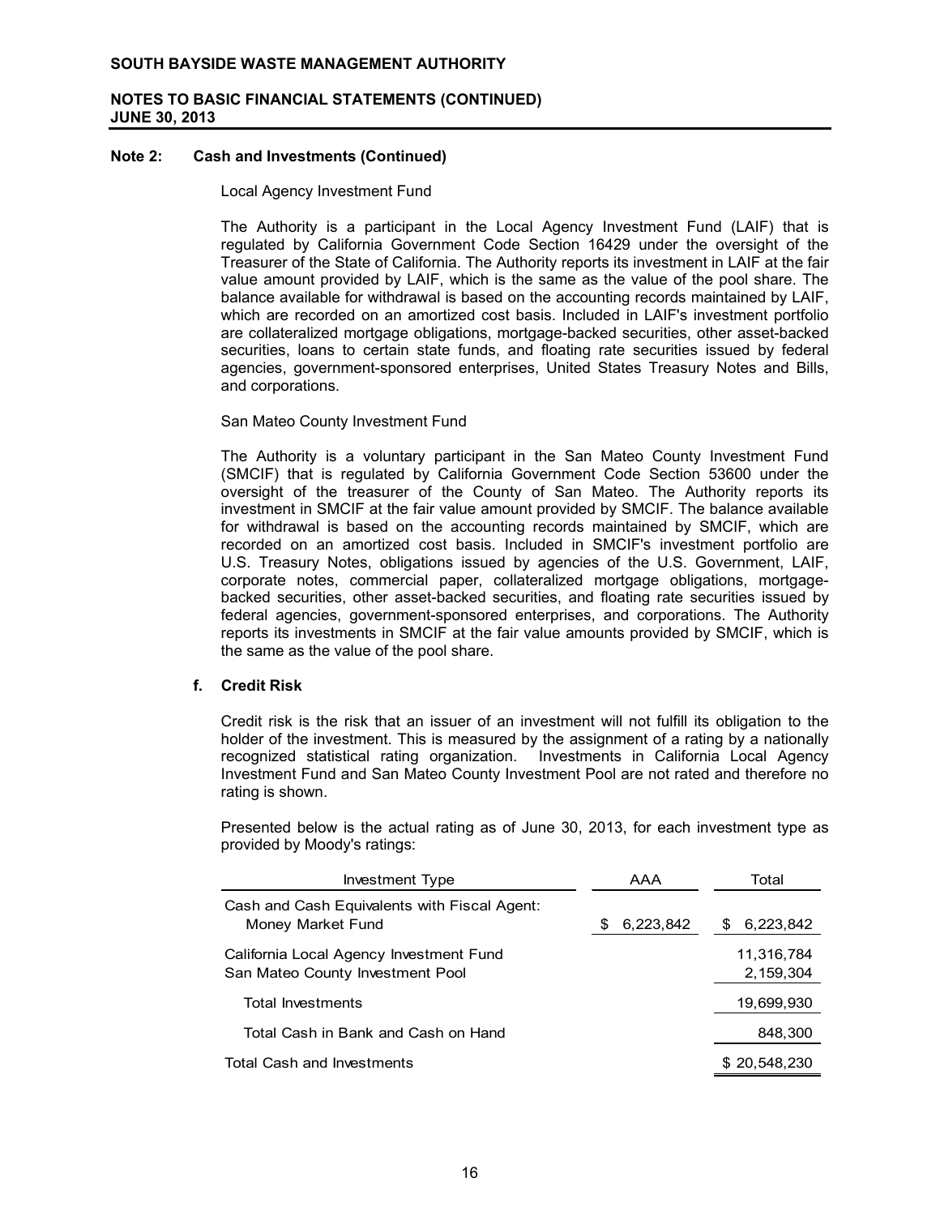## Note 2: Cash and Investments (Continued)

Local Agency Investment Fund

The Authority is a participant in the Local Agency Investment Fund (LAIF) that is regulated by California Government Code Section 16429 under the oversight of the Treasurer of the State of California. The Authority reports its investment in LAIF at the fair value amount provided by LAIF, which is the same as the value of the pool share. The balance available for withdrawal is based on the accounting records maintained by LAIF, which are recorded on an amortized cost basis. Included in LAIF's investment portfolio are collateralized mortgage obligations, mortgage-backed securities, other asset-backed securities, loans to certain state funds, and floating rate securities issued by federal agencies, government-sponsored enterprises, United States Treasury Notes and Bills, and corporations.

San Mateo County Investment Fund

The Authority is a voluntary participant in the San Mateo County Investment Fund (SMCIF) that is regulated by California Government Code Section 53600 under the oversight of the treasurer of the County of San Mateo. The Authority reports its investment in SMCIF at the fair value amount provided by SMCIF. The balance available for withdrawal is based on the accounting records maintained by SMCIF, which are recorded on an amortized cost basis. Included in SMCIF's investment portfolio are U.S. Treasury Notes, obligations issued by agencies of the U.S. Government, LAIF, corporate notes, commercial paper, collateralized mortgage obligations, mortgage-backed securities, other asset-backed securities, and floating rate securities issued by federal agencies, government-sponsored enterprises, and corporations. The Authority reports its investments in SMCIF at the fair value amounts provided by SMCIF, which is the same as the value of the pool share.

### f. Credit Risk

Credit risk is the risk that an issuer of an investment will not fulfill its obligation to the holder of the investment. This is measured by the assignment of a rating by a nationally recognized statistical rating organization. Investments in California Local Agency Investment Fund and San Mateo County Investment Pool are not rated and therefore no rating is shown.

Presented below is the actual rating as of June 30, 2013, for each investment type as provided by Moody's ratings:

| Investment Type | AAA | Total |
|---|---|---|
| Cash and Cash Equivalents with Fiscal Agent: Money Market Fund | $ 6,223,842 | $ 6,223,842 |
| California Local Agency Investment Fund | | 11,316,784 |
| San Mateo County Investment Pool | | 2,159,304 |
| Total Investments | | 19,699,930 |
| Total Cash in Bank and Cash on Hand | | 848,300 |
| Total Cash and Investments | | $ 20,548,230 |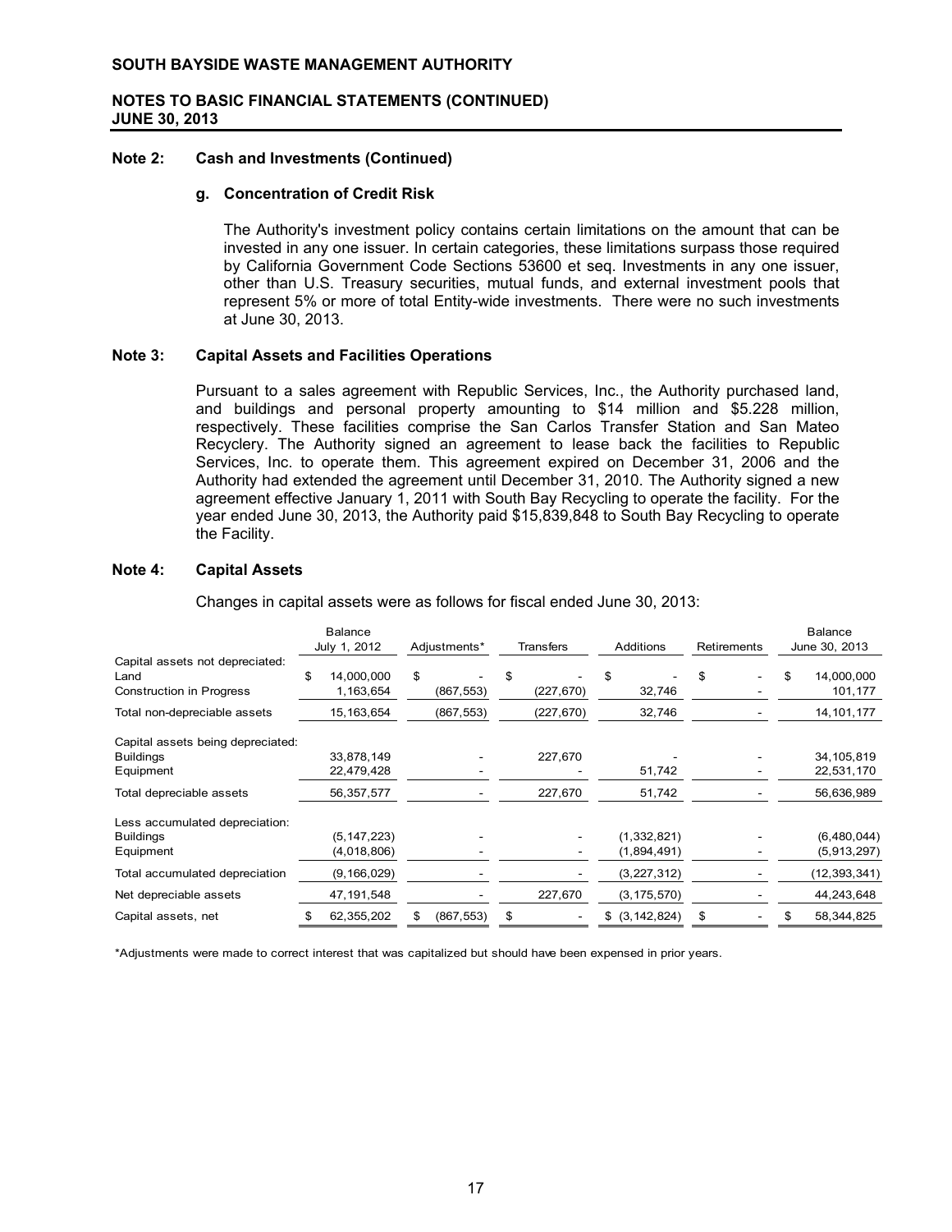# SOUTH BAYSIDE WASTE MANAGEMENT AUTHORITY

## NOTES TO BASIC FINANCIAL STATEMENTS (CONTINUED)
## JUNE 30, 2013

### Note 2: Cash and Investments (Continued)

#### g. Concentration of Credit Risk

The Authority's investment policy contains certain limitations on the amount that can be invested in any one issuer. In certain categories, these limitations surpass those required by California Government Code Sections 53600 et seq. Investments in any one issuer, other than U.S. Treasury securities, mutual funds, and external investment pools that represent 5% or more of total Entity-wide investments. There were no such investments at June 30, 2013.

### Note 3: Capital Assets and Facilities Operations

Pursuant to a sales agreement with Republic Services, Inc., the Authority purchased land, and buildings and personal property amounting to \$14 million and \$5.228 million, respectively. These facilities comprise the San Carlos Transfer Station and San Mateo Recyclery. The Authority signed an agreement to lease back the facilities to Republic Services, Inc. to operate them. This agreement expired on December 31, 2006 and the Authority had extended the agreement until December 31, 2010. The Authority signed a new agreement effective January 1, 2011 with South Bay Recycling to operate the facility. For the year ended June 30, 2013, the Authority paid \$15,839,848 to South Bay Recycling to operate the Facility.

### Note 4: Capital Assets

Changes in capital assets were as follows for fiscal ended June 30, 2013:

| | Balance July 1, 2012 | Adjustments* | Transfers | Additions | Retirements | Balance June 30, 2013 |
|---|---|---|---|---|---|---|
| Capital assets not depreciated: | | | | | | |
| Land | $ 14,000,000 | $ - | $ - | $ - | $ - | $ 14,000,000 |
| Construction in Progress | 1,163,654 | (867,553) | (227,670) | 32,746 | - | 101,177 |
| Total non-depreciable assets | 15,163,654 | (867,553) | (227,670) | 32,746 | - | 14,101,177 |
| Capital assets being depreciated: | | | | | | |
| Buildings | 33,878,149 | - | 227,670 | - | - | 34,105,819 |
| Equipment | 22,479,428 | - | - | 51,742 | - | 22,531,170 |
| Total depreciable assets | 56,357,577 | - | 227,670 | 51,742 | - | 56,636,989 |
| Less accumulated depreciation: | | | | | | |
| Buildings | (5,147,223) | - | - | (1,332,821) | - | (6,480,044) |
| Equipment | (4,018,806) | - | - | (1,894,491) | - | (5,913,297) |
| Total accumulated depreciation | (9,166,029) | - | - | (3,227,312) | - | (12,393,341) |
| Net depreciable assets | 47,191,548 | - | 227,670 | (3,175,570) | - | 44,243,648 |
| Capital assets, net | $ 62,355,202 | $ (867,553) | $ - | $ (3,142,824) | $ - | $ 58,344,825 |

*Adjustments were made to correct interest that was capitalized but should have been expensed in prior years.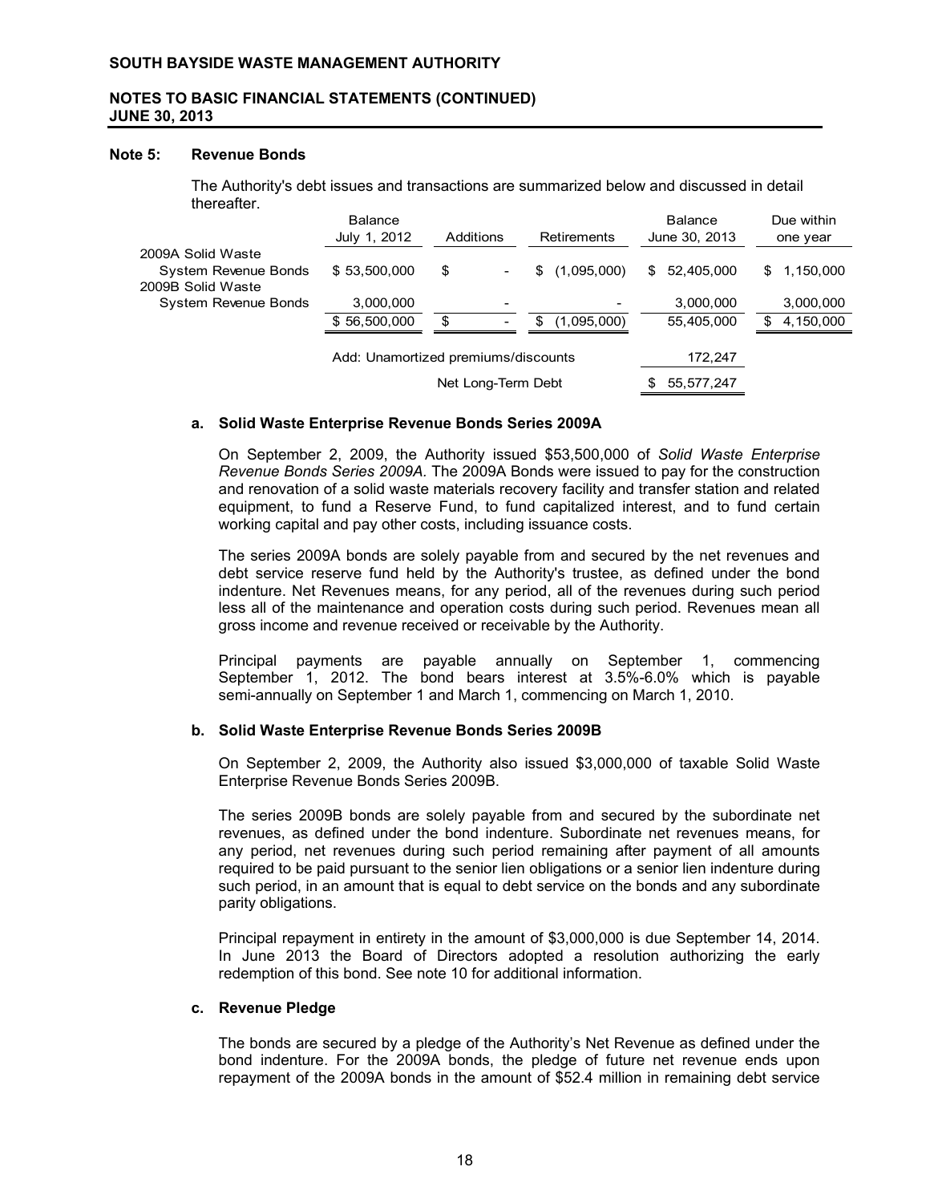SOUTH BAYSIDE WASTE MANAGEMENT AUTHORITY

NOTES TO BASIC FINANCIAL STATEMENTS (CONTINUED)
JUNE 30, 2013

## Note 5: Revenue Bonds

The Authority's debt issues and transactions are summarized below and discussed in detail thereafter.

| | Balance July 1, 2012 | Additions | Retirements | Balance June 30, 2013 | Due within one year |
|---|---|---|---|---|---|
| 2009A Solid Waste System Revenue Bonds | $ 53,500,000 | $ - | $ (1,095,000) | $ 52,405,000 | $ 1,150,000 |
| 2009B Solid Waste System Revenue Bonds | 3,000,000 | - | - | 3,000,000 | 3,000,000 |
| | $ 56,500,000 | $ - | $ (1,095,000) | 55,405,000 | $ 4,150,000 |
| | Add: Unamortized premiums/discounts | | | 172,247 | |
| | | Net Long-Term Debt | | $ 55,577,247 | |

### a. Solid Waste Enterprise Revenue Bonds Series 2009A

On September 2, 2009, the Authority issued $53,500,000 of *Solid Waste Enterprise Revenue Bonds Series 2009A.* The 2009A Bonds were issued to pay for the construction and renovation of a solid waste materials recovery facility and transfer station and related equipment, to fund a Reserve Fund, to fund capitalized interest, and to fund certain working capital and pay other costs, including issuance costs.

The series 2009A bonds are solely payable from and secured by the net revenues and debt service reserve fund held by the Authority's trustee, as defined under the bond indenture. Net Revenues means, for any period, all of the revenues during such period less all of the maintenance and operation costs during such period. Revenues mean all gross income and revenue received or receivable by the Authority.

Principal payments are payable annually on September 1, commencing September 1, 2012. The bond bears interest at 3.5%-6.0% which is payable semi-annually on September 1 and March 1, commencing on March 1, 2010.

### b. Solid Waste Enterprise Revenue Bonds Series 2009B

On September 2, 2009, the Authority also issued $3,000,000 of taxable Solid Waste Enterprise Revenue Bonds Series 2009B.

The series 2009B bonds are solely payable from and secured by the subordinate net revenues, as defined under the bond indenture. Subordinate net revenues means, for any period, net revenues during such period remaining after payment of all amounts required to be paid pursuant to the senior lien obligations or a senior lien indenture during such period, in an amount that is equal to debt service on the bonds and any subordinate parity obligations.

Principal repayment in entirety in the amount of $3,000,000 is due September 14, 2014. In June 2013 the Board of Directors adopted a resolution authorizing the early redemption of this bond. See note 10 for additional information.

### c. Revenue Pledge

The bonds are secured by a pledge of the Authority's Net Revenue as defined under the bond indenture. For the 2009A bonds, the pledge of future net revenue ends upon repayment of the 2009A bonds in the amount of $52.4 million in remaining debt service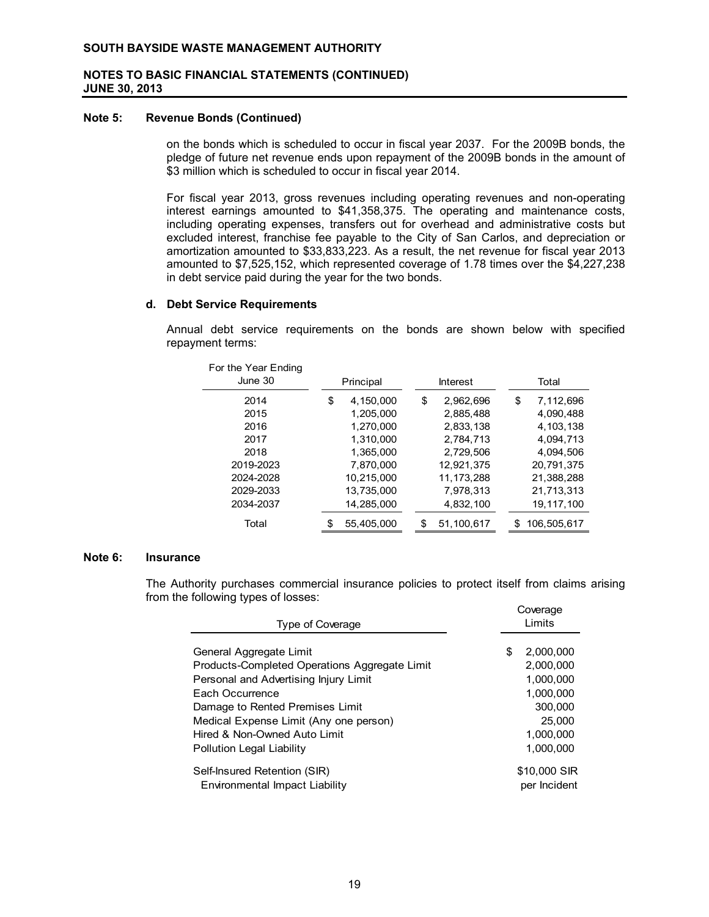## Note 5: Revenue Bonds (Continued)

on the bonds which is scheduled to occur in fiscal year 2037. For the 2009B bonds, the pledge of future net revenue ends upon repayment of the 2009B bonds in the amount of $3 million which is scheduled to occur in fiscal year 2014.

For fiscal year 2013, gross revenues including operating revenues and non-operating interest earnings amounted to $41,358,375. The operating and maintenance costs, including operating expenses, transfers out for overhead and administrative costs but excluded interest, franchise fee payable to the City of San Carlos, and depreciation or amortization amounted to $33,833,223. As a result, the net revenue for fiscal year 2013 amounted to $7,525,152, which represented coverage of 1.78 times over the $4,227,238 in debt service paid during the year for the two bonds.

### d. Debt Service Requirements

Annual debt service requirements on the bonds are shown below with specified repayment terms:

| For the Year Ending June 30 | Principal | Interest | Total |
|---|---|---|---|
| 2014 | $ 4,150,000 | $ 2,962,696 | $ 7,112,696 |
| 2015 | 1,205,000 | 2,885,488 | 4,090,488 |
| 2016 | 1,270,000 | 2,833,138 | 4,103,138 |
| 2017 | 1,310,000 | 2,784,713 | 4,094,713 |
| 2018 | 1,365,000 | 2,729,506 | 4,094,506 |
| 2019-2023 | 7,870,000 | 12,921,375 | 20,791,375 |
| 2024-2028 | 10,215,000 | 11,173,288 | 21,388,288 |
| 2029-2033 | 13,735,000 | 7,978,313 | 21,713,313 |
| 2034-2037 | 14,285,000 | 4,832,100 | 19,117,100 |
| Total | $ 55,405,000 | $ 51,100,617 | $ 106,505,617 |

## Note 6: Insurance

The Authority purchases commercial insurance policies to protect itself from claims arising from the following types of losses:

| Type of Coverage | Coverage Limits |
|---|---|
| General Aggregate Limit | $ 2,000,000 |
| Products-Completed Operations Aggregate Limit | 2,000,000 |
| Personal and Advertising Injury Limit | 1,000,000 |
| Each Occurrence | 1,000,000 |
| Damage to Rented Premises Limit | 300,000 |
| Medical Expense Limit (Any one person) | 25,000 |
| Hired & Non-Owned Auto Limit | 1,000,000 |
| Pollution Legal Liability | 1,000,000 |
| Self-Insured Retention (SIR) Environmental Impact Liability | $10,000 SIR per Incident |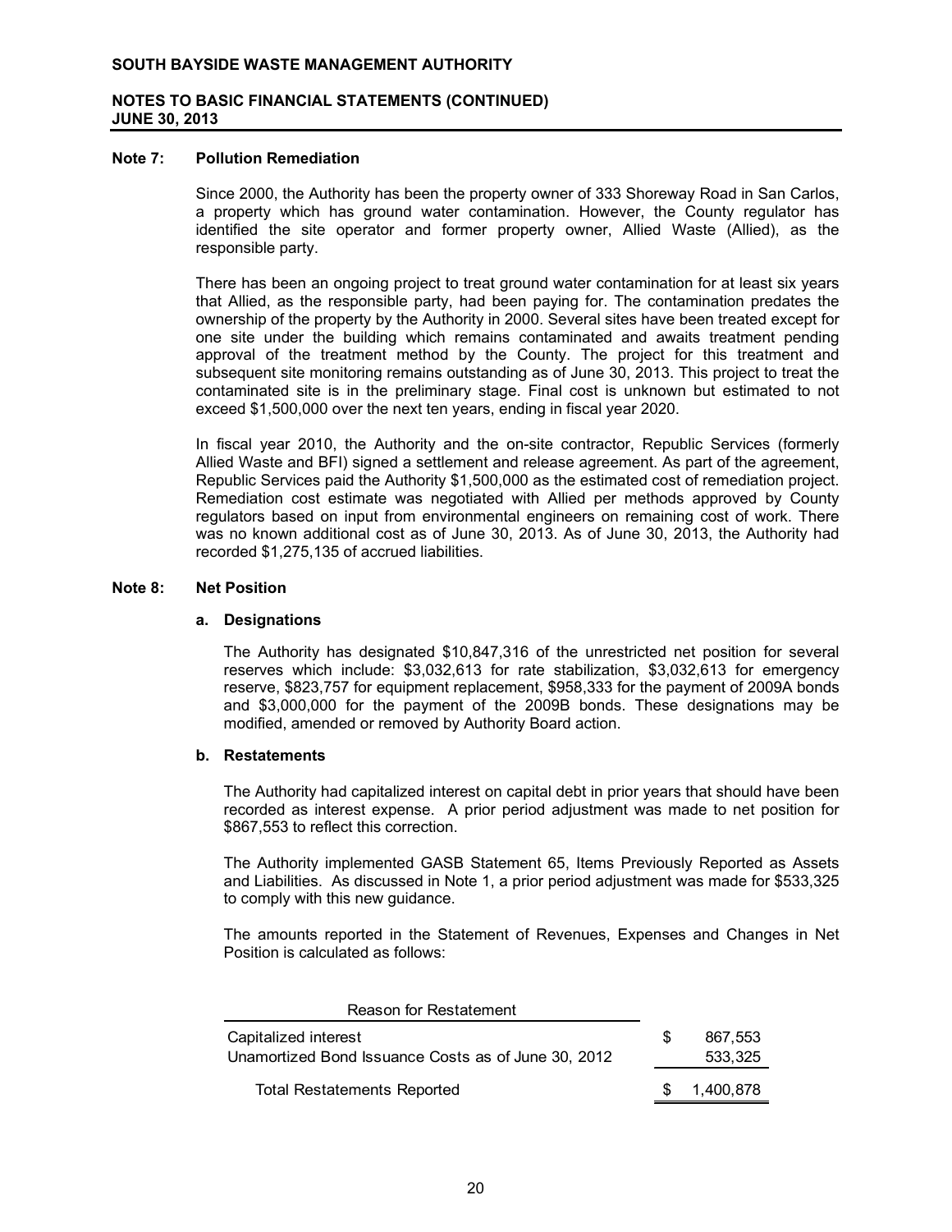## Note 7: Pollution Remediation

Since 2000, the Authority has been the property owner of 333 Shoreway Road in San Carlos, a property which has ground water contamination. However, the County regulator has identified the site operator and former property owner, Allied Waste (Allied), as the responsible party.

There has been an ongoing project to treat ground water contamination for at least six years that Allied, as the responsible party, had been paying for. The contamination predates the ownership of the property by the Authority in 2000. Several sites have been treated except for one site under the building which remains contaminated and awaits treatment pending approval of the treatment method by the County. The project for this treatment and subsequent site monitoring remains outstanding as of June 30, 2013. This project to treat the contaminated site is in the preliminary stage. Final cost is unknown but estimated to not exceed $1,500,000 over the next ten years, ending in fiscal year 2020.

In fiscal year 2010, the Authority and the on-site contractor, Republic Services (formerly Allied Waste and BFI) signed a settlement and release agreement. As part of the agreement, Republic Services paid the Authority $1,500,000 as the estimated cost of remediation project. Remediation cost estimate was negotiated with Allied per methods approved by County regulators based on input from environmental engineers on remaining cost of work. There was no known additional cost as of June 30, 2013. As of June 30, 2013, the Authority had recorded $1,275,135 of accrued liabilities.

## Note 8: Net Position

### a. Designations

The Authority has designated $10,847,316 of the unrestricted net position for several reserves which include: $3,032,613 for rate stabilization, $3,032,613 for emergency reserve, $823,757 for equipment replacement, $958,333 for the payment of 2009A bonds and $3,000,000 for the payment of the 2009B bonds. These designations may be modified, amended or removed by Authority Board action.

### b. Restatements

The Authority had capitalized interest on capital debt in prior years that should have been recorded as interest expense. A prior period adjustment was made to net position for $867,553 to reflect this correction.

The Authority implemented GASB Statement 65, Items Previously Reported as Assets and Liabilities. As discussed in Note 1, a prior period adjustment was made for $533,325 to comply with this new guidance.

The amounts reported in the Statement of Revenues, Expenses and Changes in Net Position is calculated as follows:

| Reason for Restatement | |
|---|---|
| Capitalized interest | $ 867,553 |
| Unamortized Bond Issuance Costs as of June 30, 2012 | 533,325 |
| Total Restatements Reported | $ 1,400,878 |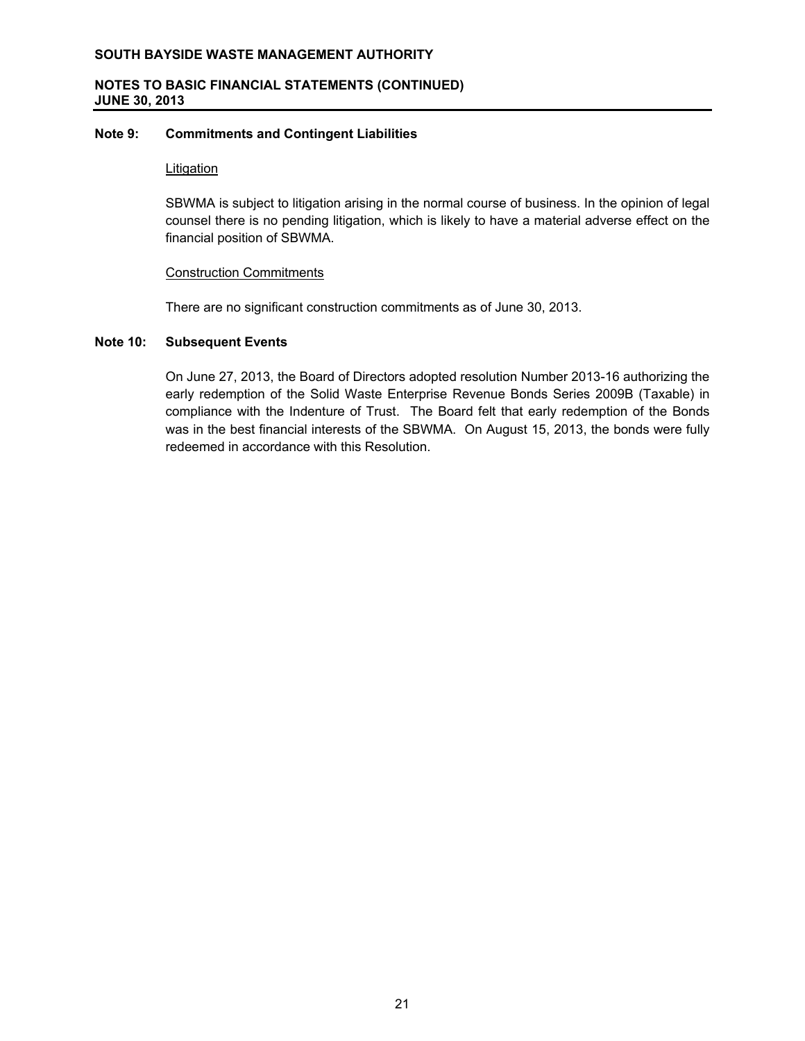## Note 9: Commitments and Contingent Liabilities

Litigation

SBWMA is subject to litigation arising in the normal course of business. In the opinion of legal counsel there is no pending litigation, which is likely to have a material adverse effect on the financial position of SBWMA.

Construction Commitments

There are no significant construction commitments as of June 30, 2013.

## Note 10: Subsequent Events

On June 27, 2013, the Board of Directors adopted resolution Number 2013-16 authorizing the early redemption of the Solid Waste Enterprise Revenue Bonds Series 2009B (Taxable) in compliance with the Indenture of Trust. The Board felt that early redemption of the Bonds was in the best financial interests of the SBWMA. On August 15, 2013, the bonds were fully redeemed in accordance with this Resolution.